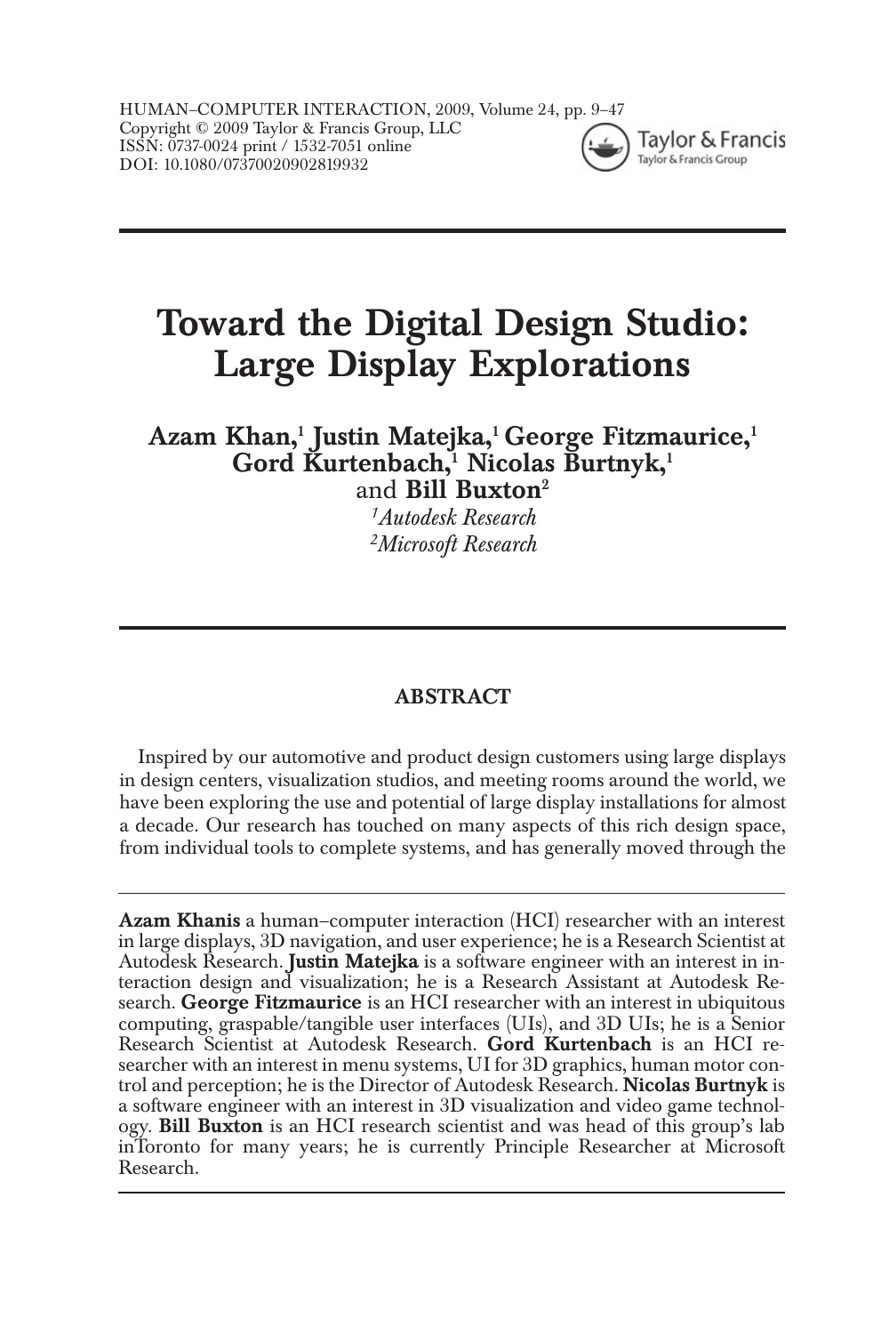HUMAN–COMPUTER INTERACTION, 2009, Volume 24, pp. 9–47
Copyright © 2009 Taylor & Francis Group, LLC
ISSN: 0737-0024 print / 1532-7051 online
DOI: 10.1080/07370020902819932

# Toward the Digital Design Studio: Large Display Explorations

**Azam Khan,**[1] **Justin Matejka,**[1] **George Fitzmaurice,**[1] **Gord Kurtenbach,**[1] **Nicolas Burtnyk,**[1] and **Bill Buxton**[2]

[1]*Autodesk Research*
[2]*Microsoft Research*

## ABSTRACT

Inspired by our automotive and product design customers using large displays in design centers, visualization studios, and meeting rooms around the world, we have been exploring the use and potential of large display installations for almost a decade. Our research has touched on many aspects of this rich design space, from individual tools to complete systems, and has generally moved through the

---

**Azam Khanis** a human–computer interaction (HCI) researcher with an interest in large displays, 3D navigation, and user experience; he is a Research Scientist at Autodesk Research. **Justin Matejka** is a software engineer with an interest in interaction design and visualization; he is a Research Assistant at Autodesk Research. **George Fitzmaurice** is an HCI researcher with an interest in ubiquitous computing, graspable/tangible user interfaces (UIs), and 3D UIs; he is a Senior Research Scientist at Autodesk Research. **Gord Kurtenbach** is an HCI researcher with an interest in menu systems, UI for 3D graphics, human motor control and perception; he is the Director of Autodesk Research. **Nicolas Burtnyk** is a software engineer with an interest in 3D visualization and video game technology. **Bill Buxton** is an HCI research scientist and was head of this group's lab inToronto for many years; he is currently Principle Researcher at Microsoft Research.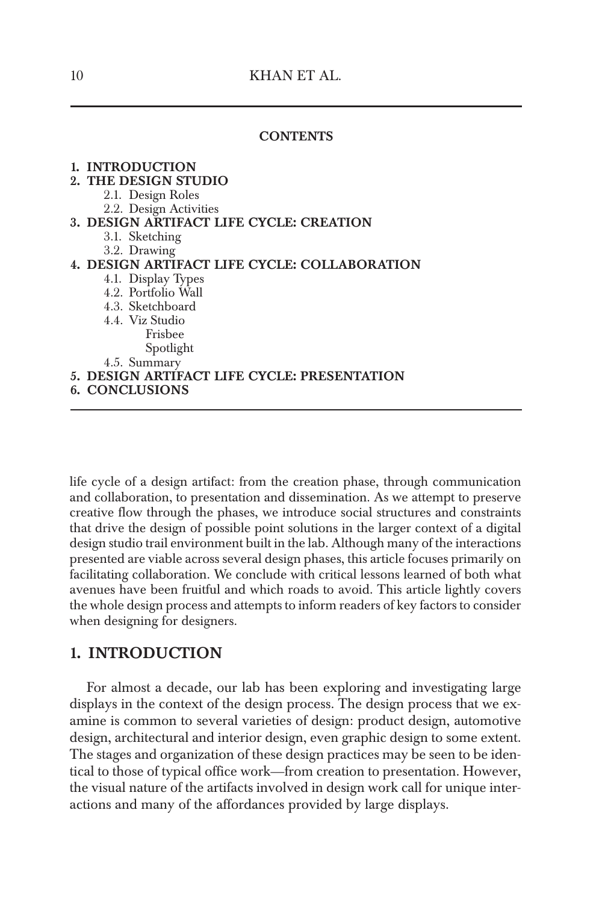**CONTENTS**

**1. INTRODUCTION**
**2. THE DESIGN STUDIO**
- 2.1. Design Roles
- 2.2. Design Activities

**3. DESIGN ARTIFACT LIFE CYCLE: CREATION**
- 3.1. Sketching
- 3.2. Drawing

**4. DESIGN ARTIFACT LIFE CYCLE: COLLABORATION**
- 4.1. Display Types
- 4.2. Portfolio Wall
- 4.3. Sketchboard
- 4.4. Viz Studio
  - Frisbee
  - Spotlight
- 4.5. Summary

**5. DESIGN ARTIFACT LIFE CYCLE: PRESENTATION**
**6. CONCLUSIONS**

life cycle of a design artifact: from the creation phase, through communication and collaboration, to presentation and dissemination. As we attempt to preserve creative flow through the phases, we introduce social structures and constraints that drive the design of possible point solutions in the larger context of a digital design studio trail environment built in the lab. Although many of the interactions presented are viable across several design phases, this article focuses primarily on facilitating collaboration. We conclude with critical lessons learned of both what avenues have been fruitful and which roads to avoid. This article lightly covers the whole design process and attempts to inform readers of key factors to consider when designing for designers.

## 1. INTRODUCTION

For almost a decade, our lab has been exploring and investigating large displays in the context of the design process. The design process that we examine is common to several varieties of design: product design, automotive design, architectural and interior design, even graphic design to some extent. The stages and organization of these design practices may be seen to be identical to those of typical office work—from creation to presentation. However, the visual nature of the artifacts involved in design work call for unique interactions and many of the affordances provided by large displays.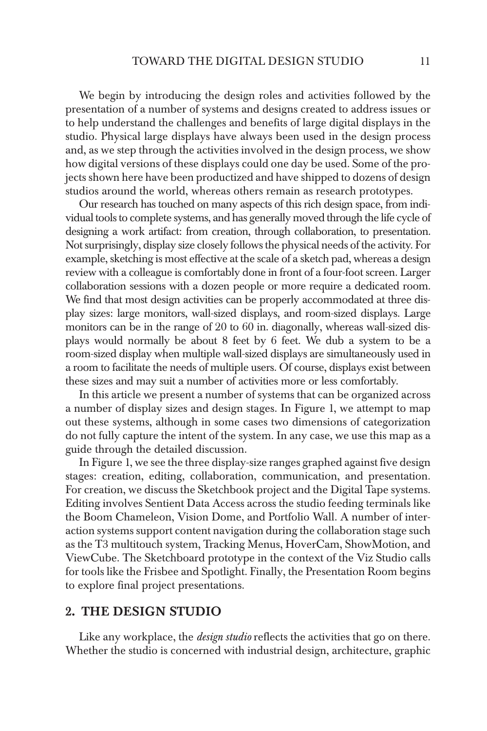We begin by introducing the design roles and activities followed by the presentation of a number of systems and designs created to address issues or to help understand the challenges and benefits of large digital displays in the studio. Physical large displays have always been used in the design process and, as we step through the activities involved in the design process, we show how digital versions of these displays could one day be used. Some of the projects shown here have been productized and have shipped to dozens of design studios around the world, whereas others remain as research prototypes.

Our research has touched on many aspects of this rich design space, from individual tools to complete systems, and has generally moved through the life cycle of designing a work artifact: from creation, through collaboration, to presentation. Not surprisingly, display size closely follows the physical needs of the activity. For example, sketching is most effective at the scale of a sketch pad, whereas a design review with a colleague is comfortably done in front of a four-foot screen. Larger collaboration sessions with a dozen people or more require a dedicated room. We find that most design activities can be properly accommodated at three display sizes: large monitors, wall-sized displays, and room-sized displays. Large monitors can be in the range of 20 to 60 in. diagonally, whereas wall-sized displays would normally be about 8 feet by 6 feet. We dub a system to be a room-sized display when multiple wall-sized displays are simultaneously used in a room to facilitate the needs of multiple users. Of course, displays exist between these sizes and may suit a number of activities more or less comfortably.

In this article we present a number of systems that can be organized across a number of display sizes and design stages. In Figure 1, we attempt to map out these systems, although in some cases two dimensions of categorization do not fully capture the intent of the system. In any case, we use this map as a guide through the detailed discussion.

In Figure 1, we see the three display-size ranges graphed against five design stages: creation, editing, collaboration, communication, and presentation. For creation, we discuss the Sketchbook project and the Digital Tape systems. Editing involves Sentient Data Access across the studio feeding terminals like the Boom Chameleon, Vision Dome, and Portfolio Wall. A number of interaction systems support content navigation during the collaboration stage such as the T3 multitouch system, Tracking Menus, HoverCam, ShowMotion, and ViewCube. The Sketchboard prototype in the context of the Viz Studio calls for tools like the Frisbee and Spotlight. Finally, the Presentation Room begins to explore final project presentations.

## 2. THE DESIGN STUDIO

Like any workplace, the *design studio* reflects the activities that go on there. Whether the studio is concerned with industrial design, architecture, graphic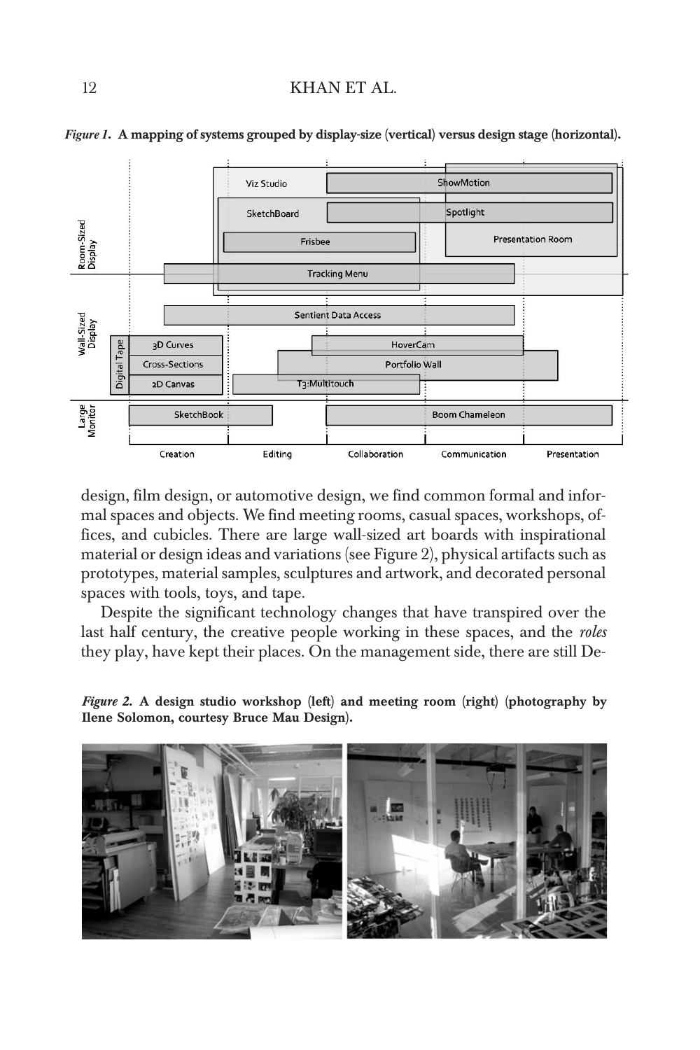*Figure 1.* **A mapping of systems grouped by display-size (vertical) versus design stage (horizontal).**

design, film design, or automotive design, we find common formal and informal spaces and objects. We find meeting rooms, casual spaces, workshops, offices, and cubicles. There are large wall-sized art boards with inspirational material or design ideas and variations (see Figure 2), physical artifacts such as prototypes, material samples, sculptures and artwork, and decorated personal spaces with tools, toys, and tape.

Despite the significant technology changes that have transpired over the last half century, the creative people working in these spaces, and the *roles* they play, have kept their places. On the management side, there are still De-

*Figure 2.* **A design studio workshop (left) and meeting room (right) (photography by Ilene Solomon, courtesy Bruce Mau Design).**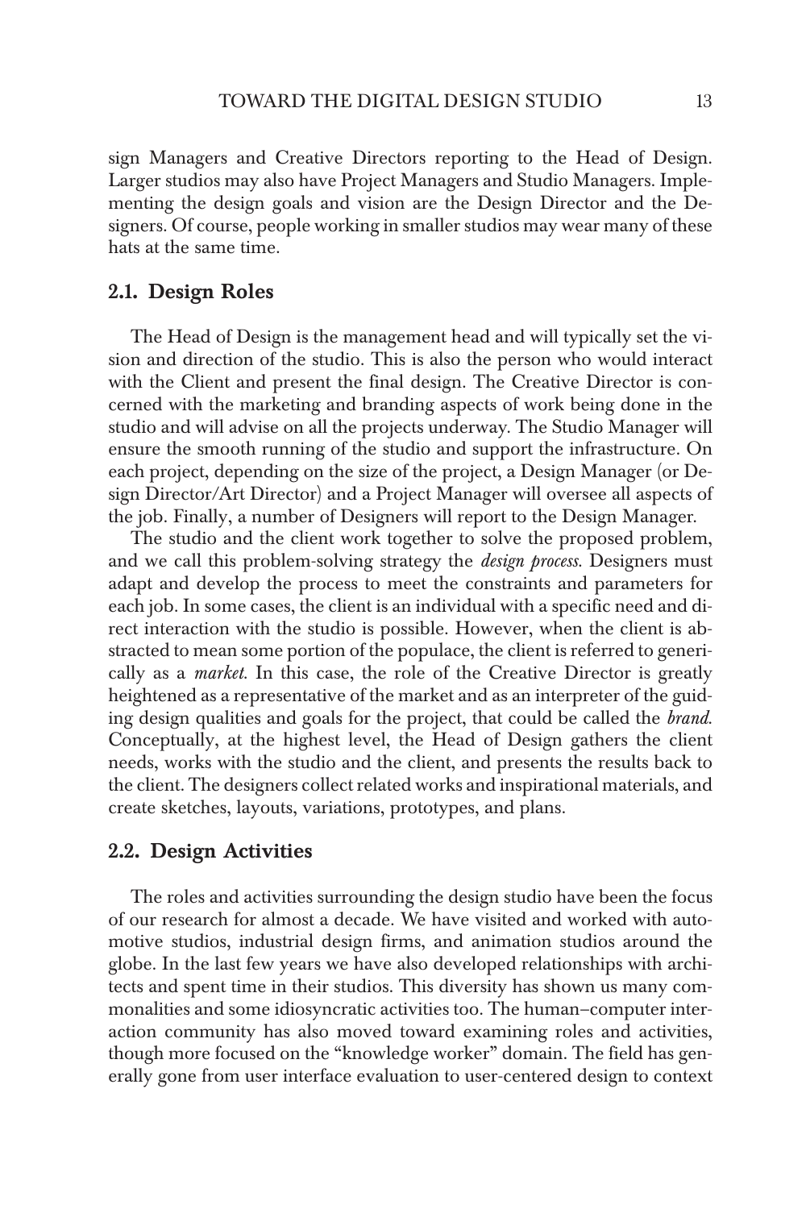sign Managers and Creative Directors reporting to the Head of Design. Larger studios may also have Project Managers and Studio Managers. Implementing the design goals and vision are the Design Director and the Designers. Of course, people working in smaller studios may wear many of these hats at the same time.

## 2.1. Design Roles

The Head of Design is the management head and will typically set the vision and direction of the studio. This is also the person who would interact with the Client and present the final design. The Creative Director is concerned with the marketing and branding aspects of work being done in the studio and will advise on all the projects underway. The Studio Manager will ensure the smooth running of the studio and support the infrastructure. On each project, depending on the size of the project, a Design Manager (or Design Director/Art Director) and a Project Manager will oversee all aspects of the job. Finally, a number of Designers will report to the Design Manager.

The studio and the client work together to solve the proposed problem, and we call this problem-solving strategy the *design process.* Designers must adapt and develop the process to meet the constraints and parameters for each job. In some cases, the client is an individual with a specific need and direct interaction with the studio is possible. However, when the client is abstracted to mean some portion of the populace, the client is referred to generically as a *market.* In this case, the role of the Creative Director is greatly heightened as a representative of the market and as an interpreter of the guiding design qualities and goals for the project, that could be called the *brand.* Conceptually, at the highest level, the Head of Design gathers the client needs, works with the studio and the client, and presents the results back to the client. The designers collect related works and inspirational materials, and create sketches, layouts, variations, prototypes, and plans.

## 2.2. Design Activities

The roles and activities surrounding the design studio have been the focus of our research for almost a decade. We have visited and worked with automotive studios, industrial design firms, and animation studios around the globe. In the last few years we have also developed relationships with architects and spent time in their studios. This diversity has shown us many commonalities and some idiosyncratic activities too. The human–computer interaction community has also moved toward examining roles and activities, though more focused on the "knowledge worker" domain. The field has generally gone from user interface evaluation to user-centered design to context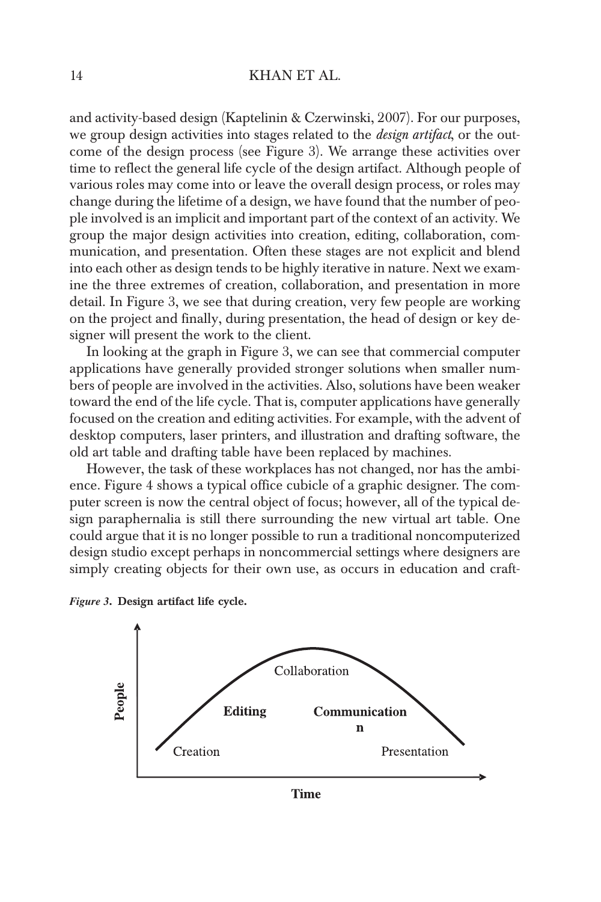and activity-based design (Kaptelinin & Czerwinski, 2007). For our purposes, we group design activities into stages related to the *design artifact*, or the outcome of the design process (see Figure 3). We arrange these activities over time to reflect the general life cycle of the design artifact. Although people of various roles may come into or leave the overall design process, or roles may change during the lifetime of a design, we have found that the number of people involved is an implicit and important part of the context of an activity. We group the major design activities into creation, editing, collaboration, communication, and presentation. Often these stages are not explicit and blend into each other as design tends to be highly iterative in nature. Next we examine the three extremes of creation, collaboration, and presentation in more detail. In Figure 3, we see that during creation, very few people are working on the project and finally, during presentation, the head of design or key designer will present the work to the client.

In looking at the graph in Figure 3, we can see that commercial computer applications have generally provided stronger solutions when smaller numbers of people are involved in the activities. Also, solutions have been weaker toward the end of the life cycle. That is, computer applications have generally focused on the creation and editing activities. For example, with the advent of desktop computers, laser printers, and illustration and drafting software, the old art table and drafting table have been replaced by machines.

However, the task of these workplaces has not changed, nor has the ambience. Figure 4 shows a typical office cubicle of a graphic designer. The computer screen is now the central object of focus; however, all of the typical design paraphernalia is still there surrounding the new virtual art table. One could argue that it is no longer possible to run a traditional noncomputerized design studio except perhaps in noncommercial settings where designers are simply creating objects for their own use, as occurs in education and craft-

***Figure 3*. Design artifact life cycle.**

People

Time

Creation

**Editing**

Collaboration

**Communication**

Presentation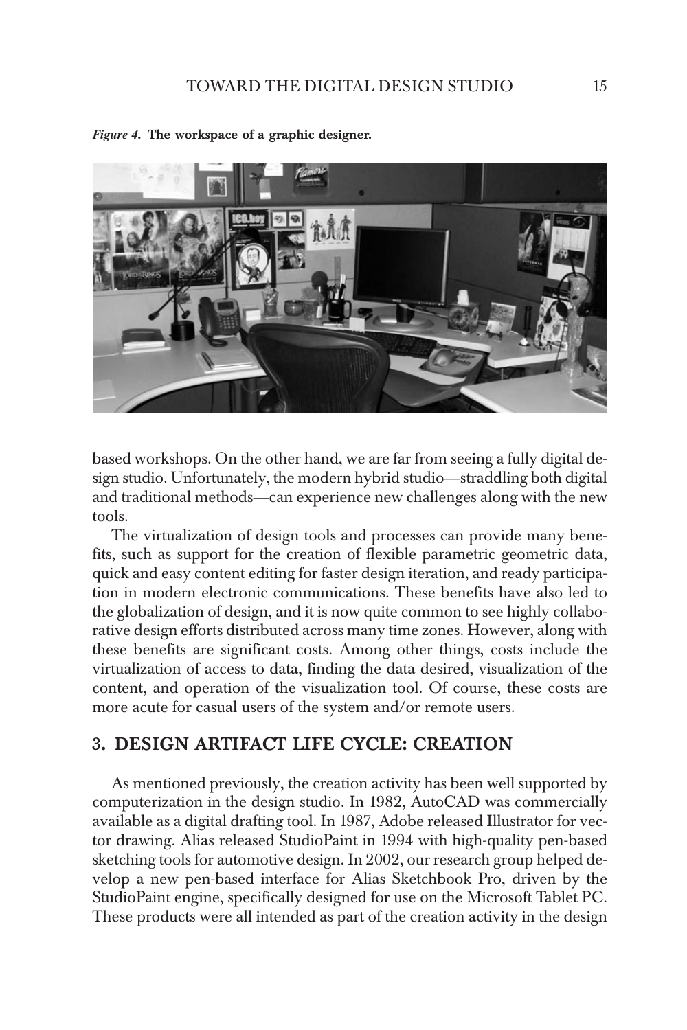*Figure 4.* **The workspace of a graphic designer.**

based workshops. On the other hand, we are far from seeing a fully digital design studio. Unfortunately, the modern hybrid studio—straddling both digital and traditional methods—can experience new challenges along with the new tools.

The virtualization of design tools and processes can provide many benefits, such as support for the creation of flexible parametric geometric data, quick and easy content editing for faster design iteration, and ready participation in modern electronic communications. These benefits have also led to the globalization of design, and it is now quite common to see highly collaborative design efforts distributed across many time zones. However, along with these benefits are significant costs. Among other things, costs include the virtualization of access to data, finding the data desired, visualization of the content, and operation of the visualization tool. Of course, these costs are more acute for casual users of the system and/or remote users.

## 3. DESIGN ARTIFACT LIFE CYCLE: CREATION

As mentioned previously, the creation activity has been well supported by computerization in the design studio. In 1982, AutoCAD was commercially available as a digital drafting tool. In 1987, Adobe released Illustrator for vector drawing. Alias released StudioPaint in 1994 with high-quality pen-based sketching tools for automotive design. In 2002, our research group helped develop a new pen-based interface for Alias Sketchbook Pro, driven by the StudioPaint engine, specifically designed for use on the Microsoft Tablet PC. These products were all intended as part of the creation activity in the design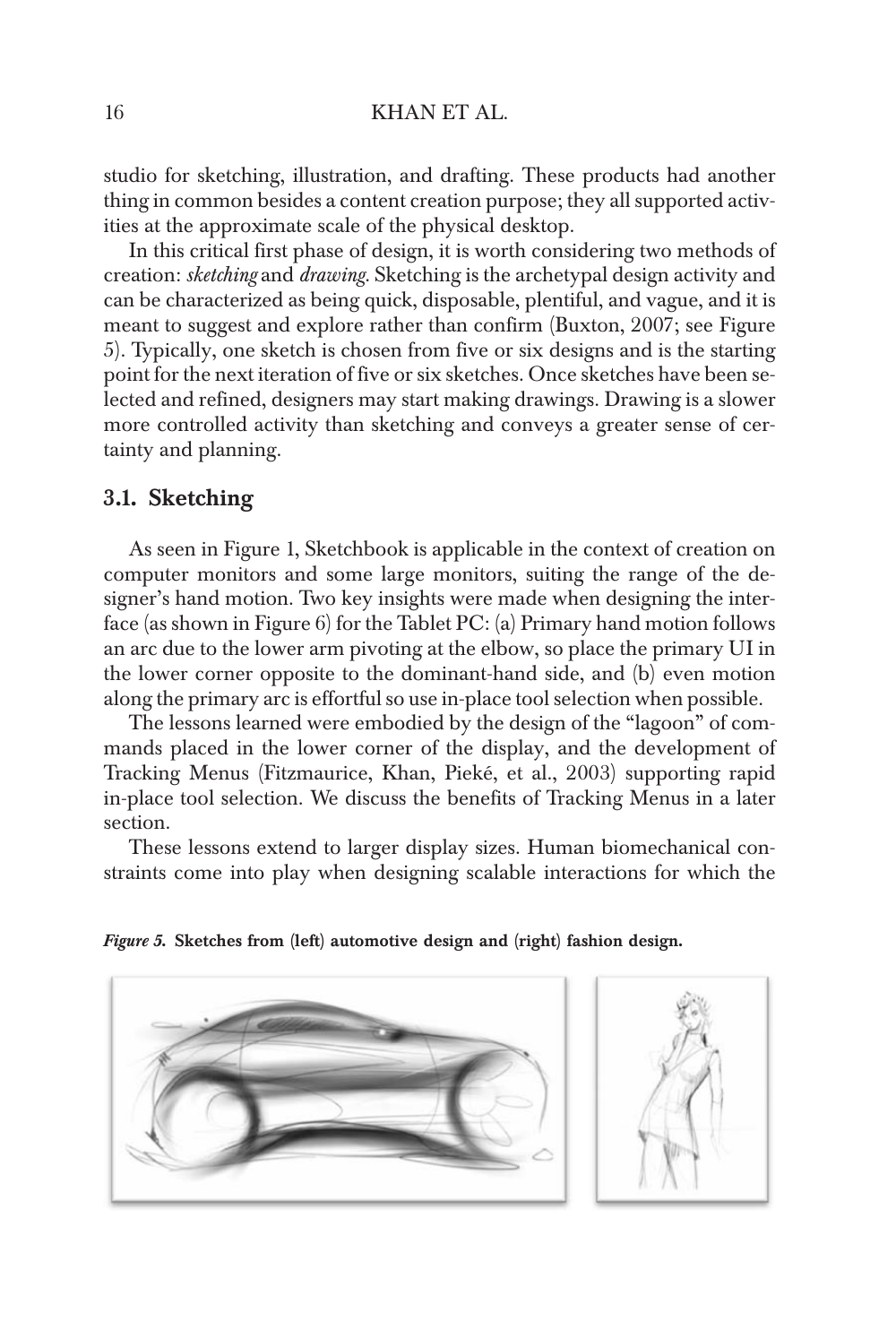studio for sketching, illustration, and drafting. These products had another thing in common besides a content creation purpose; they all supported activities at the approximate scale of the physical desktop.

In this critical first phase of design, it is worth considering two methods of creation: *sketching* and *drawing*. Sketching is the archetypal design activity and can be characterized as being quick, disposable, plentiful, and vague, and it is meant to suggest and explore rather than confirm (Buxton, 2007; see Figure 5). Typically, one sketch is chosen from five or six designs and is the starting point for the next iteration of five or six sketches. Once sketches have been selected and refined, designers may start making drawings. Drawing is a slower more controlled activity than sketching and conveys a greater sense of certainty and planning.

## 3.1. Sketching

As seen in Figure 1, Sketchbook is applicable in the context of creation on computer monitors and some large monitors, suiting the range of the designer's hand motion. Two key insights were made when designing the interface (as shown in Figure 6) for the Tablet PC: (a) Primary hand motion follows an arc due to the lower arm pivoting at the elbow, so place the primary UI in the lower corner opposite to the dominant-hand side, and (b) even motion along the primary arc is effortful so use in-place tool selection when possible.

The lessons learned were embodied by the design of the "lagoon" of commands placed in the lower corner of the display, and the development of Tracking Menus (Fitzmaurice, Khan, Pieké, et al., 2003) supporting rapid in-place tool selection. We discuss the benefits of Tracking Menus in a later section.

These lessons extend to larger display sizes. Human biomechanical constraints come into play when designing scalable interactions for which the

***Figure 5.*** **Sketches from (left) automotive design and (right) fashion design.**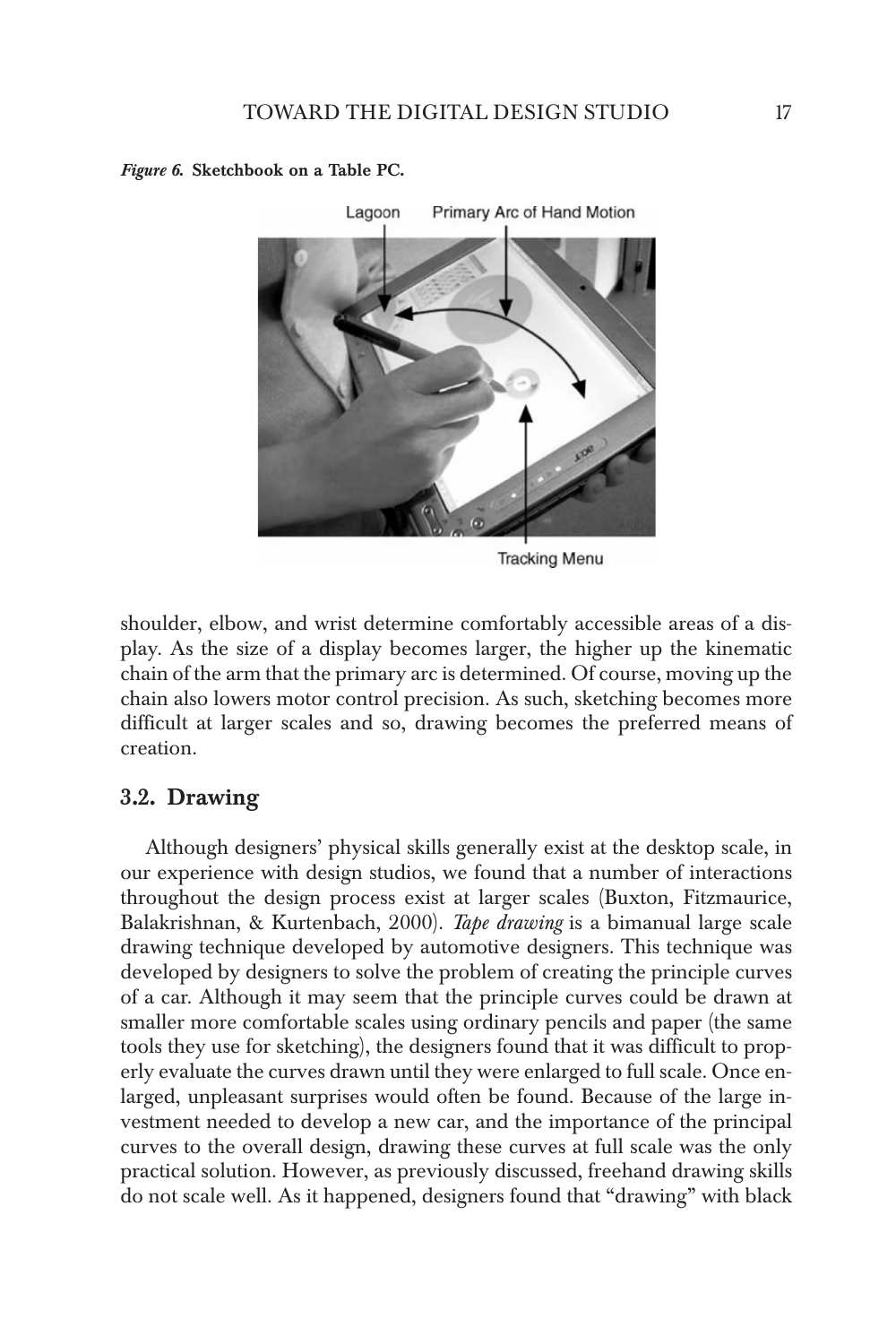*Figure 6.* **Sketchbook on a Table PC.**

shoulder, elbow, and wrist determine comfortably accessible areas of a display. As the size of a display becomes larger, the higher up the kinematic chain of the arm that the primary arc is determined. Of course, moving up the chain also lowers motor control precision. As such, sketching becomes more difficult at larger scales and so, drawing becomes the preferred means of creation.

## 3.2. Drawing

Although designers' physical skills generally exist at the desktop scale, in our experience with design studios, we found that a number of interactions throughout the design process exist at larger scales (Buxton, Fitzmaurice, Balakrishnan, & Kurtenbach, 2000). *Tape drawing* is a bimanual large scale drawing technique developed by automotive designers. This technique was developed by designers to solve the problem of creating the principle curves of a car. Although it may seem that the principle curves could be drawn at smaller more comfortable scales using ordinary pencils and paper (the same tools they use for sketching), the designers found that it was difficult to properly evaluate the curves drawn until they were enlarged to full scale. Once enlarged, unpleasant surprises would often be found. Because of the large investment needed to develop a new car, and the importance of the principal curves to the overall design, drawing these curves at full scale was the only practical solution. However, as previously discussed, freehand drawing skills do not scale well. As it happened, designers found that "drawing" with black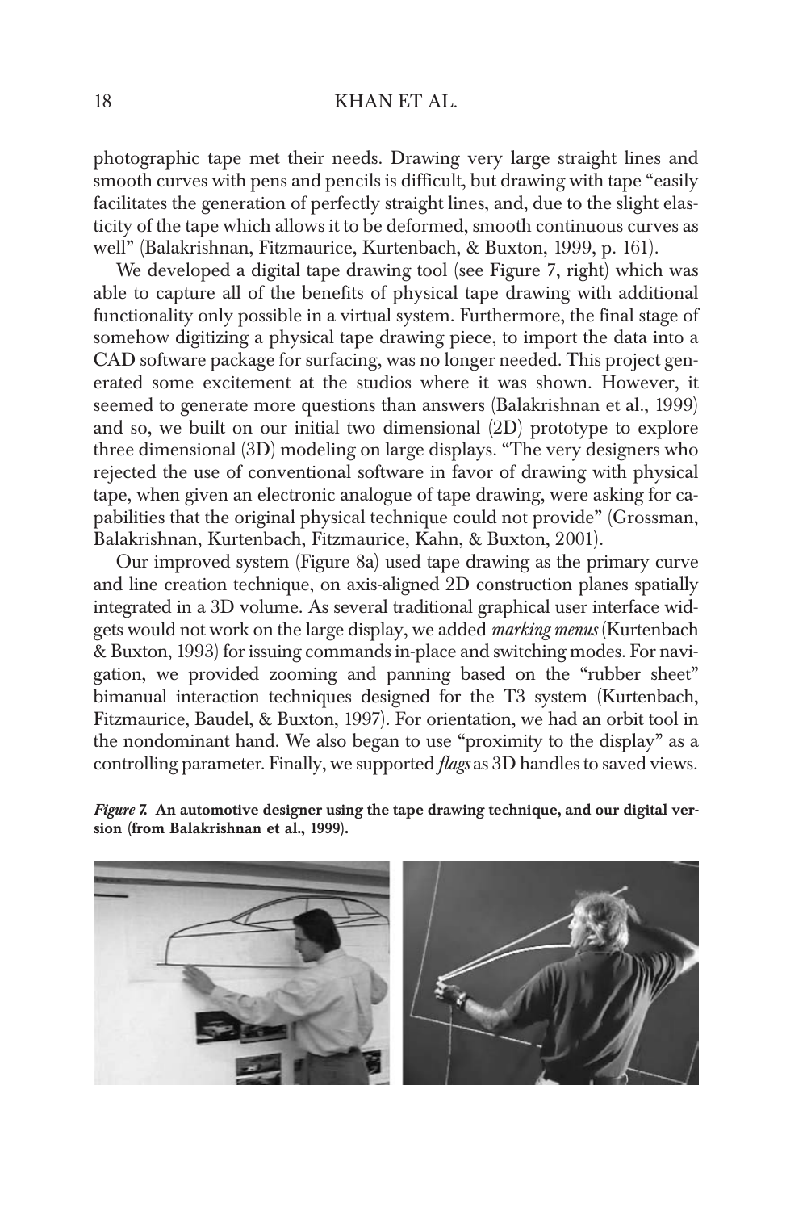photographic tape met their needs. Drawing very large straight lines and smooth curves with pens and pencils is difficult, but drawing with tape "easily facilitates the generation of perfectly straight lines, and, due to the slight elasticity of the tape which allows it to be deformed, smooth continuous curves as well" (Balakrishnan, Fitzmaurice, Kurtenbach, & Buxton, 1999, p. 161).

We developed a digital tape drawing tool (see Figure 7, right) which was able to capture all of the benefits of physical tape drawing with additional functionality only possible in a virtual system. Furthermore, the final stage of somehow digitizing a physical tape drawing piece, to import the data into a CAD software package for surfacing, was no longer needed. This project generated some excitement at the studios where it was shown. However, it seemed to generate more questions than answers (Balakrishnan et al., 1999) and so, we built on our initial two dimensional (2D) prototype to explore three dimensional (3D) modeling on large displays. "The very designers who rejected the use of conventional software in favor of drawing with physical tape, when given an electronic analogue of tape drawing, were asking for capabilities that the original physical technique could not provide" (Grossman, Balakrishnan, Kurtenbach, Fitzmaurice, Kahn, & Buxton, 2001).

Our improved system (Figure 8a) used tape drawing as the primary curve and line creation technique, on axis-aligned 2D construction planes spatially integrated in a 3D volume. As several traditional graphical user interface widgets would not work on the large display, we added *marking menus* (Kurtenbach & Buxton, 1993) for issuing commands in-place and switching modes. For navigation, we provided zooming and panning based on the "rubber sheet" bimanual interaction techniques designed for the T3 system (Kurtenbach, Fitzmaurice, Baudel, & Buxton, 1997). For orientation, we had an orbit tool in the nondominant hand. We also began to use "proximity to the display" as a controlling parameter. Finally, we supported *flags* as 3D handles to saved views.

***Figure 7.*** **An automotive designer using the tape drawing technique, and our digital version (from Balakrishnan et al., 1999).**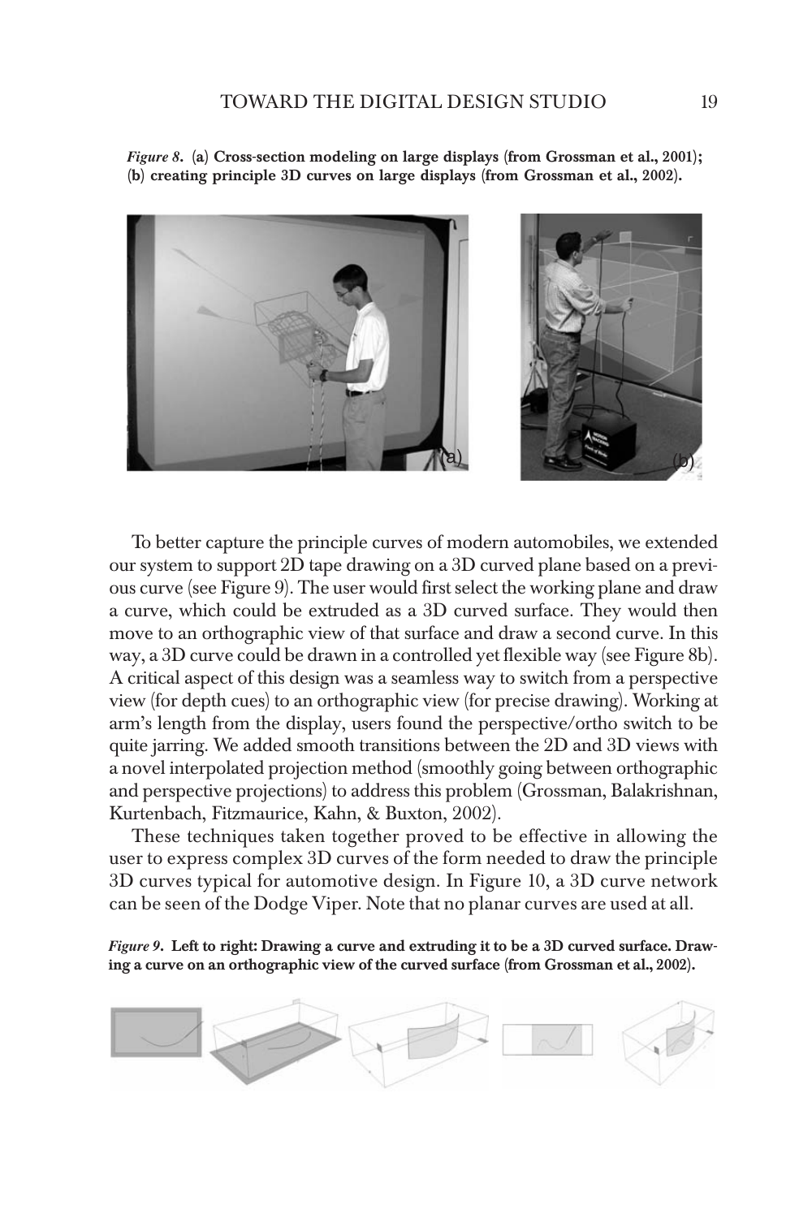*Figure 8*. **(a) Cross-section modeling on large displays (from Grossman et al., 2001); (b) creating principle 3D curves on large displays (from Grossman et al., 2002).**

To better capture the principle curves of modern automobiles, we extended our system to support 2D tape drawing on a 3D curved plane based on a previous curve (see Figure 9). The user would first select the working plane and draw a curve, which could be extruded as a 3D curved surface. They would then move to an orthographic view of that surface and draw a second curve. In this way, a 3D curve could be drawn in a controlled yet flexible way (see Figure 8b). A critical aspect of this design was a seamless way to switch from a perspective view (for depth cues) to an orthographic view (for precise drawing). Working at arm's length from the display, users found the perspective/ortho switch to be quite jarring. We added smooth transitions between the 2D and 3D views with a novel interpolated projection method (smoothly going between orthographic and perspective projections) to address this problem (Grossman, Balakrishnan, Kurtenbach, Fitzmaurice, Kahn, & Buxton, 2002).

These techniques taken together proved to be effective in allowing the user to express complex 3D curves of the form needed to draw the principle 3D curves typical for automotive design. In Figure 10, a 3D curve network can be seen of the Dodge Viper. Note that no planar curves are used at all.

*Figure 9*. **Left to right: Drawing a curve and extruding it to be a 3D curved surface. Drawing a curve on an orthographic view of the curved surface (from Grossman et al., 2002).**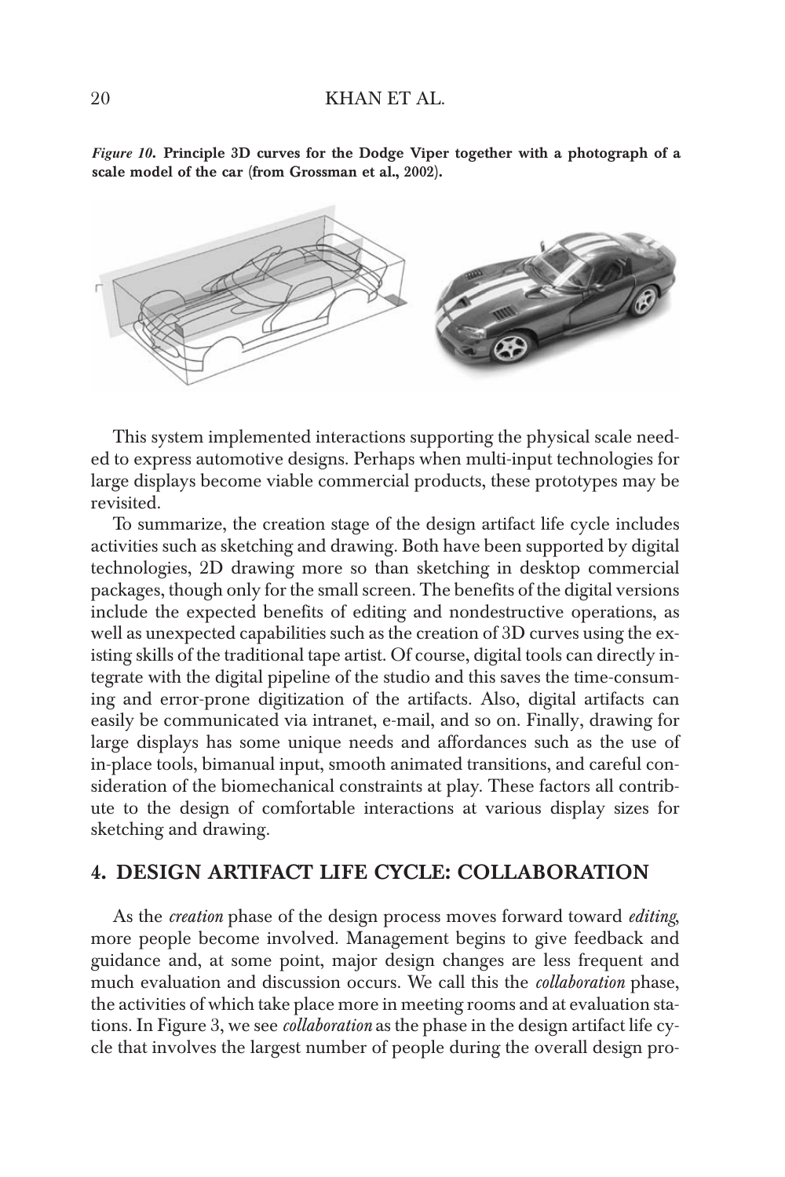*Figure 10*. **Principle 3D curves for the Dodge Viper together with a photograph of a scale model of the car (from Grossman et al., 2002).**

This system implemented interactions supporting the physical scale needed to express automotive designs. Perhaps when multi-input technologies for large displays become viable commercial products, these prototypes may be revisited.

To summarize, the creation stage of the design artifact life cycle includes activities such as sketching and drawing. Both have been supported by digital technologies, 2D drawing more so than sketching in desktop commercial packages, though only for the small screen. The benefits of the digital versions include the expected benefits of editing and nondestructive operations, as well as unexpected capabilities such as the creation of 3D curves using the existing skills of the traditional tape artist. Of course, digital tools can directly integrate with the digital pipeline of the studio and this saves the time-consuming and error-prone digitization of the artifacts. Also, digital artifacts can easily be communicated via intranet, e-mail, and so on. Finally, drawing for large displays has some unique needs and affordances such as the use of in-place tools, bimanual input, smooth animated transitions, and careful consideration of the biomechanical constraints at play. These factors all contribute to the design of comfortable interactions at various display sizes for sketching and drawing.

## 4. DESIGN ARTIFACT LIFE CYCLE: COLLABORATION

As the *creation* phase of the design process moves forward toward *editing*, more people become involved. Management begins to give feedback and guidance and, at some point, major design changes are less frequent and much evaluation and discussion occurs. We call this the *collaboration* phase, the activities of which take place more in meeting rooms and at evaluation stations. In Figure 3, we see *collaboration* as the phase in the design artifact life cycle that involves the largest number of people during the overall design pro-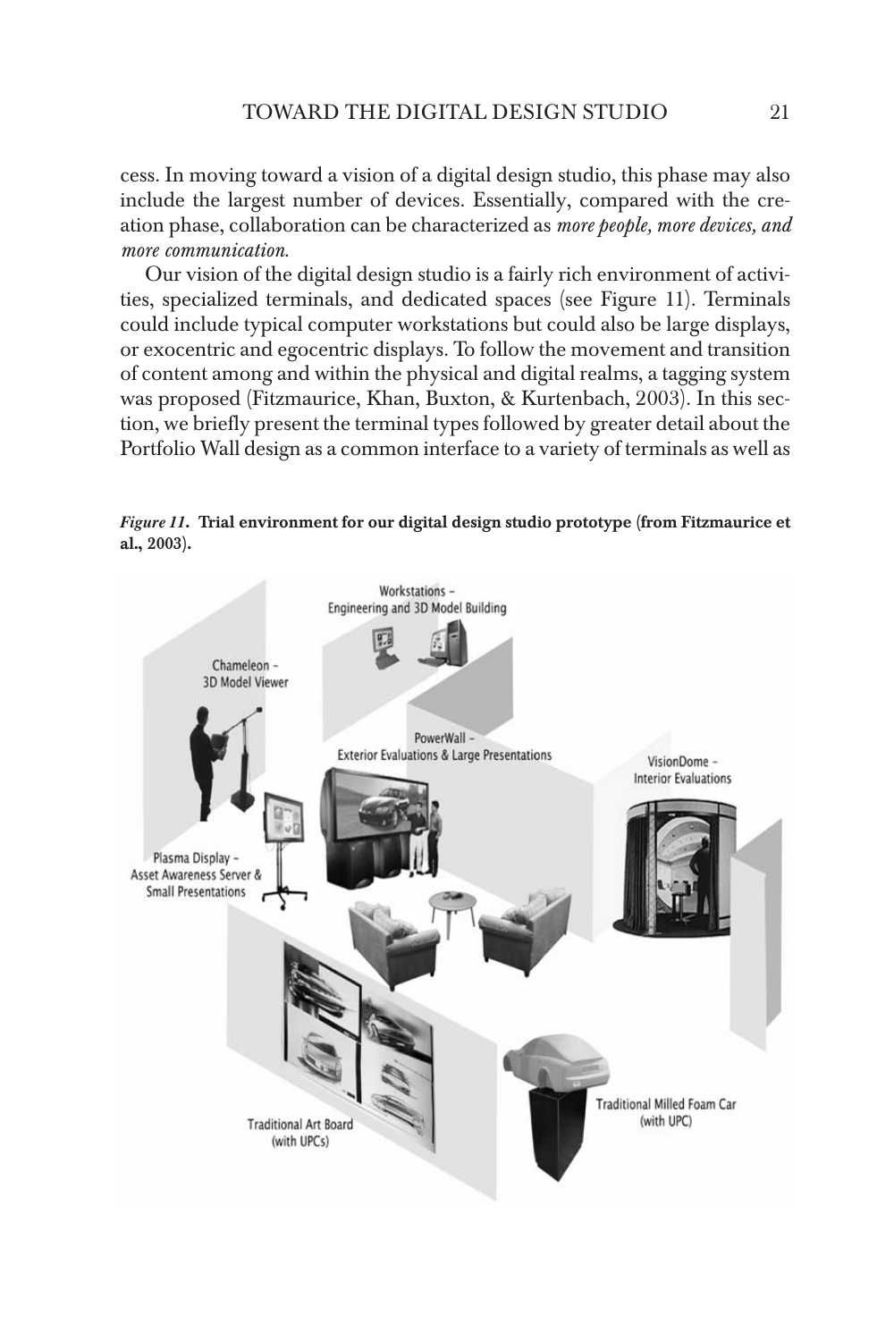cess. In moving toward a vision of a digital design studio, this phase may also include the largest number of devices. Essentially, compared with the creation phase, collaboration can be characterized as *more people, more devices, and more communication.*

Our vision of the digital design studio is a fairly rich environment of activities, specialized terminals, and dedicated spaces (see Figure 11). Terminals could include typical computer workstations but could also be large displays, or exocentric and egocentric displays. To follow the movement and transition of content among and within the physical and digital realms, a tagging system was proposed (Fitzmaurice, Khan, Buxton, & Kurtenbach, 2003). In this section, we briefly present the terminal types followed by greater detail about the Portfolio Wall design as a common interface to a variety of terminals as well as

***Figure 11*. Trial environment for our digital design studio prototype (from Fitzmaurice et al., 2003).**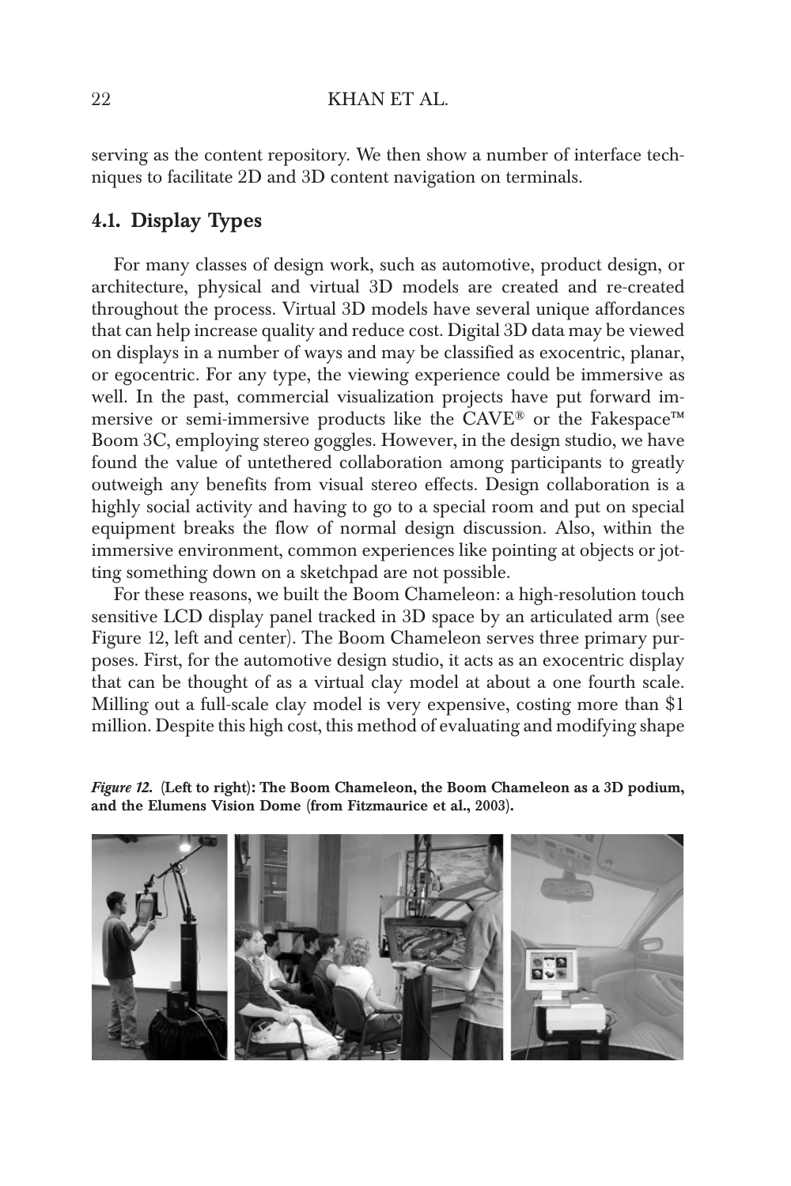serving as the content repository. We then show a number of interface techniques to facilitate 2D and 3D content navigation on terminals.

## 4.1. Display Types

For many classes of design work, such as automotive, product design, or architecture, physical and virtual 3D models are created and re-created throughout the process. Virtual 3D models have several unique affordances that can help increase quality and reduce cost. Digital 3D data may be viewed on displays in a number of ways and may be classified as exocentric, planar, or egocentric. For any type, the viewing experience could be immersive as well. In the past, commercial visualization projects have put forward immersive or semi-immersive products like the CAVE® or the Fakespace™ Boom 3C, employing stereo goggles. However, in the design studio, we have found the value of untethered collaboration among participants to greatly outweigh any benefits from visual stereo effects. Design collaboration is a highly social activity and having to go to a special room and put on special equipment breaks the flow of normal design discussion. Also, within the immersive environment, common experiences like pointing at objects or jotting something down on a sketchpad are not possible.

For these reasons, we built the Boom Chameleon: a high-resolution touch sensitive LCD display panel tracked in 3D space by an articulated arm (see Figure 12, left and center). The Boom Chameleon serves three primary purposes. First, for the automotive design studio, it acts as an exocentric display that can be thought of as a virtual clay model at about a one fourth scale. Milling out a full-scale clay model is very expensive, costing more than $1 million. Despite this high cost, this method of evaluating and modifying shape

*Figure 12.* **(Left to right): The Boom Chameleon, the Boom Chameleon as a 3D podium, and the Elumens Vision Dome (from Fitzmaurice et al., 2003).**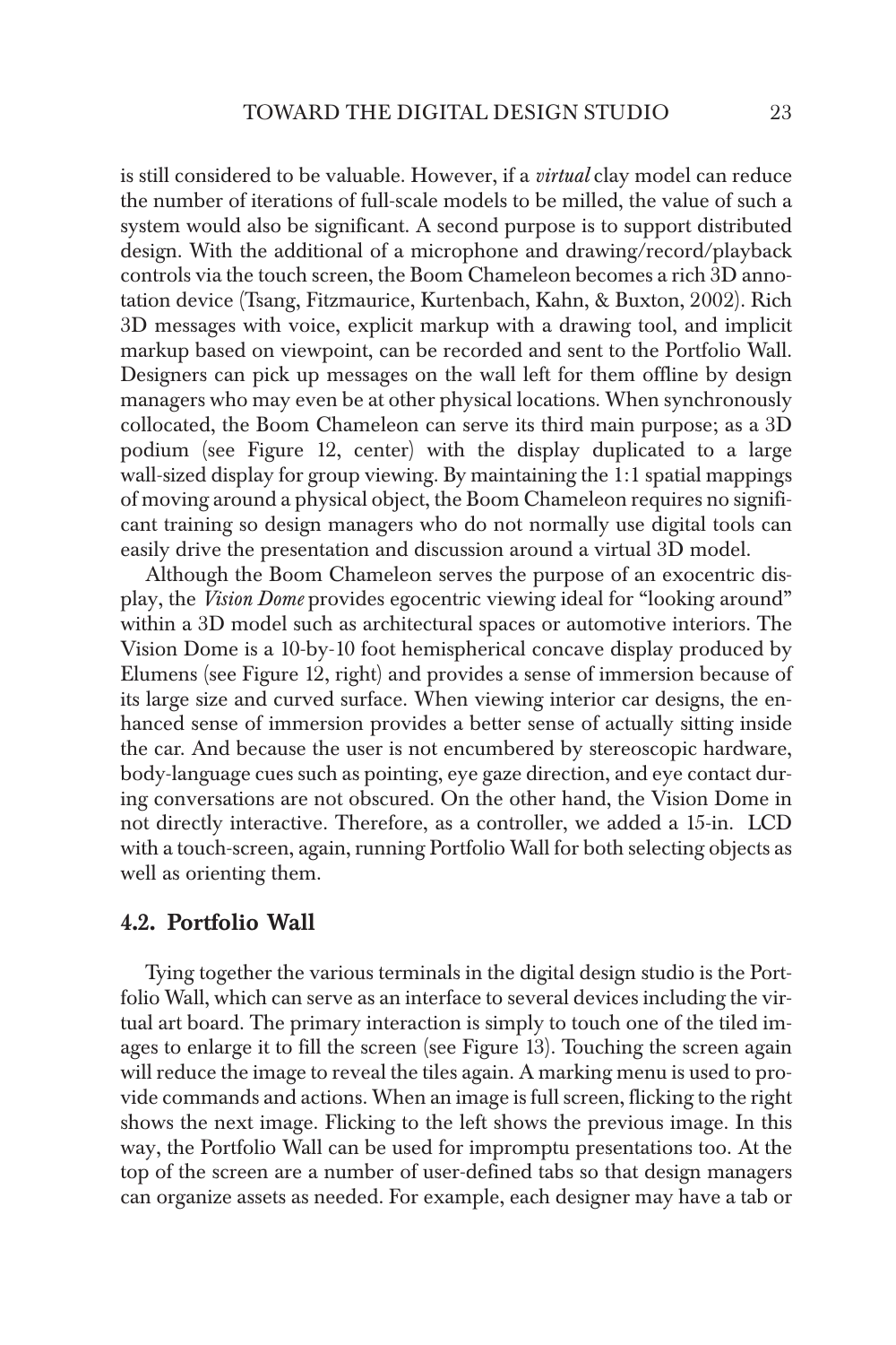is still considered to be valuable. However, if a *virtual* clay model can reduce the number of iterations of full-scale models to be milled, the value of such a system would also be significant. A second purpose is to support distributed design. With the additional of a microphone and drawing/record/playback controls via the touch screen, the Boom Chameleon becomes a rich 3D annotation device (Tsang, Fitzmaurice, Kurtenbach, Kahn, & Buxton, 2002). Rich 3D messages with voice, explicit markup with a drawing tool, and implicit markup based on viewpoint, can be recorded and sent to the Portfolio Wall. Designers can pick up messages on the wall left for them offline by design managers who may even be at other physical locations. When synchronously collocated, the Boom Chameleon can serve its third main purpose; as a 3D podium (see Figure 12, center) with the display duplicated to a large wall-sized display for group viewing. By maintaining the 1:1 spatial mappings of moving around a physical object, the Boom Chameleon requires no significant training so design managers who do not normally use digital tools can easily drive the presentation and discussion around a virtual 3D model.

Although the Boom Chameleon serves the purpose of an exocentric display, the *Vision Dome* provides egocentric viewing ideal for "looking around" within a 3D model such as architectural spaces or automotive interiors. The Vision Dome is a 10-by-10 foot hemispherical concave display produced by Elumens (see Figure 12, right) and provides a sense of immersion because of its large size and curved surface. When viewing interior car designs, the enhanced sense of immersion provides a better sense of actually sitting inside the car. And because the user is not encumbered by stereoscopic hardware, body-language cues such as pointing, eye gaze direction, and eye contact during conversations are not obscured. On the other hand, the Vision Dome in not directly interactive. Therefore, as a controller, we added a 15-in. LCD with a touch-screen, again, running Portfolio Wall for both selecting objects as well as orienting them.

### 4.2. Portfolio Wall

Tying together the various terminals in the digital design studio is the Portfolio Wall, which can serve as an interface to several devices including the virtual art board. The primary interaction is simply to touch one of the tiled images to enlarge it to fill the screen (see Figure 13). Touching the screen again will reduce the image to reveal the tiles again. A marking menu is used to provide commands and actions. When an image is full screen, flicking to the right shows the next image. Flicking to the left shows the previous image. In this way, the Portfolio Wall can be used for impromptu presentations too. At the top of the screen are a number of user-defined tabs so that design managers can organize assets as needed. For example, each designer may have a tab or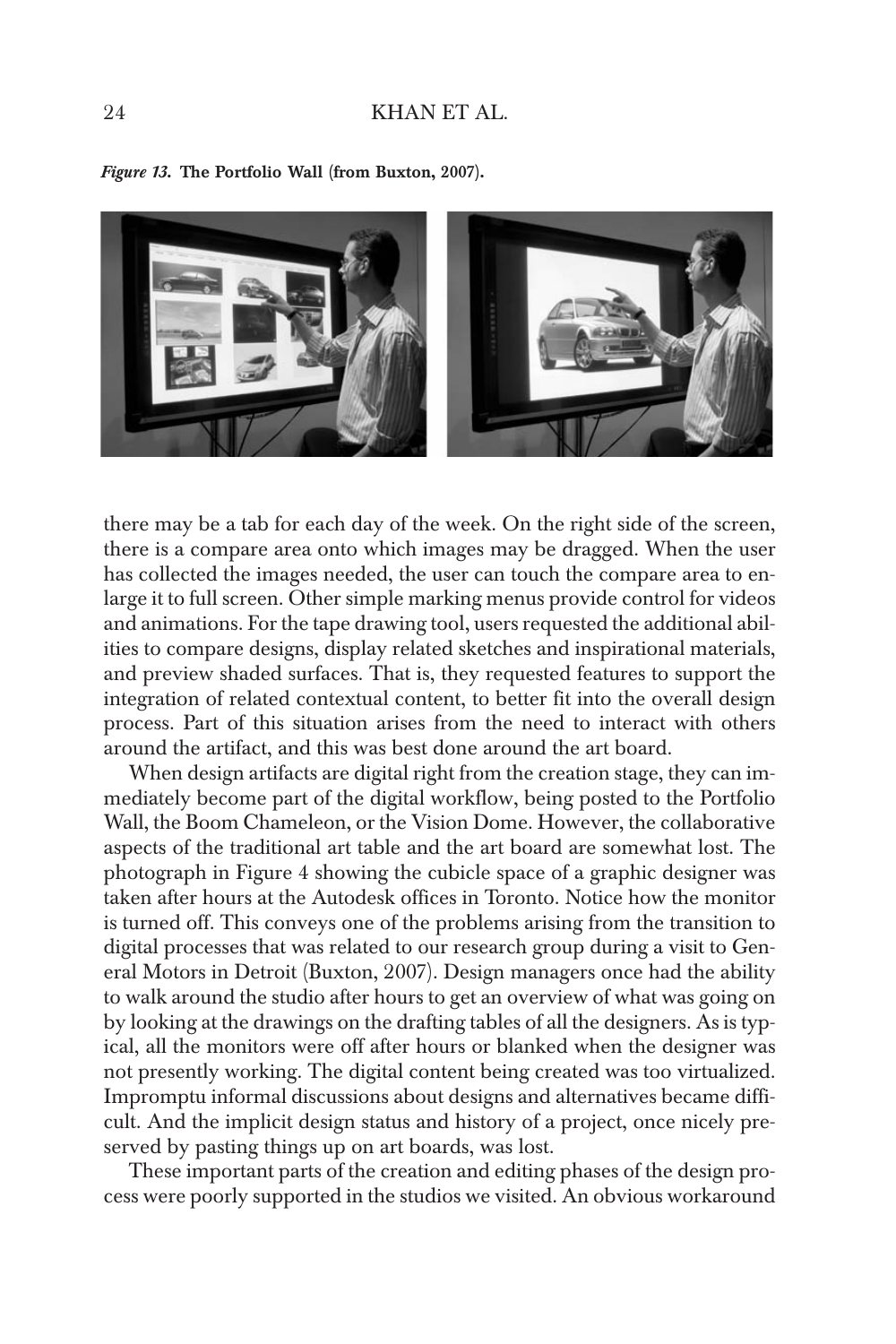*Figure 13.* **The Portfolio Wall (from Buxton, 2007).**

there may be a tab for each day of the week. On the right side of the screen, there is a compare area onto which images may be dragged. When the user has collected the images needed, the user can touch the compare area to enlarge it to full screen. Other simple marking menus provide control for videos and animations. For the tape drawing tool, users requested the additional abilities to compare designs, display related sketches and inspirational materials, and preview shaded surfaces. That is, they requested features to support the integration of related contextual content, to better fit into the overall design process. Part of this situation arises from the need to interact with others around the artifact, and this was best done around the art board.

When design artifacts are digital right from the creation stage, they can immediately become part of the digital workflow, being posted to the Portfolio Wall, the Boom Chameleon, or the Vision Dome. However, the collaborative aspects of the traditional art table and the art board are somewhat lost. The photograph in Figure 4 showing the cubicle space of a graphic designer was taken after hours at the Autodesk offices in Toronto. Notice how the monitor is turned off. This conveys one of the problems arising from the transition to digital processes that was related to our research group during a visit to General Motors in Detroit (Buxton, 2007). Design managers once had the ability to walk around the studio after hours to get an overview of what was going on by looking at the drawings on the drafting tables of all the designers. As is typical, all the monitors were off after hours or blanked when the designer was not presently working. The digital content being created was too virtualized. Impromptu informal discussions about designs and alternatives became difficult. And the implicit design status and history of a project, once nicely preserved by pasting things up on art boards, was lost.

These important parts of the creation and editing phases of the design process were poorly supported in the studios we visited. An obvious workaround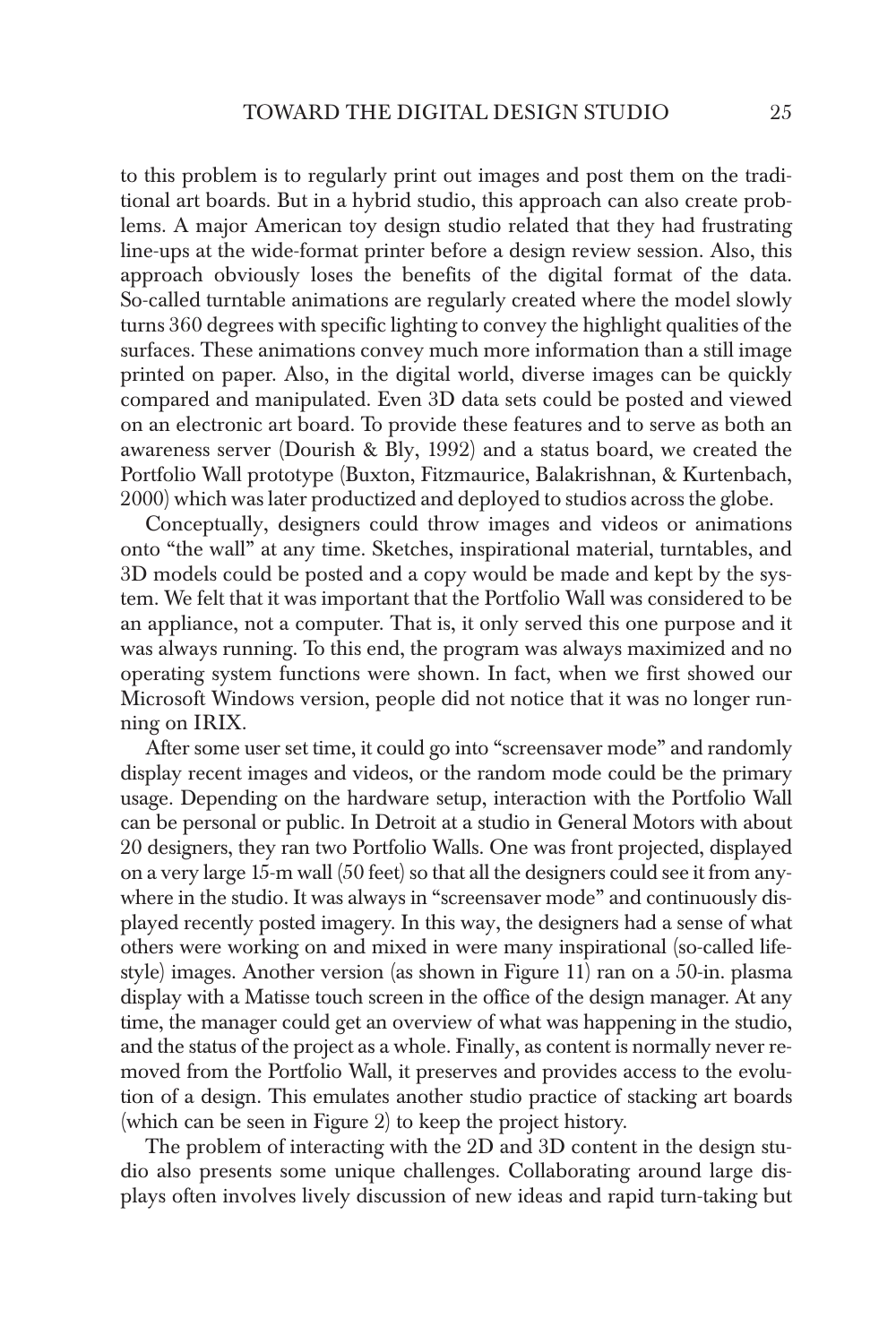to this problem is to regularly print out images and post them on the traditional art boards. But in a hybrid studio, this approach can also create problems. A major American toy design studio related that they had frustrating line-ups at the wide-format printer before a design review session. Also, this approach obviously loses the benefits of the digital format of the data. So-called turntable animations are regularly created where the model slowly turns 360 degrees with specific lighting to convey the highlight qualities of the surfaces. These animations convey much more information than a still image printed on paper. Also, in the digital world, diverse images can be quickly compared and manipulated. Even 3D data sets could be posted and viewed on an electronic art board. To provide these features and to serve as both an awareness server (Dourish & Bly, 1992) and a status board, we created the Portfolio Wall prototype (Buxton, Fitzmaurice, Balakrishnan, & Kurtenbach, 2000) which was later productized and deployed to studios across the globe.

Conceptually, designers could throw images and videos or animations onto "the wall" at any time. Sketches, inspirational material, turntables, and 3D models could be posted and a copy would be made and kept by the system. We felt that it was important that the Portfolio Wall was considered to be an appliance, not a computer. That is, it only served this one purpose and it was always running. To this end, the program was always maximized and no operating system functions were shown. In fact, when we first showed our Microsoft Windows version, people did not notice that it was no longer running on IRIX.

After some user set time, it could go into "screensaver mode" and randomly display recent images and videos, or the random mode could be the primary usage. Depending on the hardware setup, interaction with the Portfolio Wall can be personal or public. In Detroit at a studio in General Motors with about 20 designers, they ran two Portfolio Walls. One was front projected, displayed on a very large 15-m wall (50 feet) so that all the designers could see it from anywhere in the studio. It was always in "screensaver mode" and continuously displayed recently posted imagery. In this way, the designers had a sense of what others were working on and mixed in were many inspirational (so-called lifestyle) images. Another version (as shown in Figure 11) ran on a 50-in. plasma display with a Matisse touch screen in the office of the design manager. At any time, the manager could get an overview of what was happening in the studio, and the status of the project as a whole. Finally, as content is normally never removed from the Portfolio Wall, it preserves and provides access to the evolution of a design. This emulates another studio practice of stacking art boards (which can be seen in Figure 2) to keep the project history.

The problem of interacting with the 2D and 3D content in the design studio also presents some unique challenges. Collaborating around large displays often involves lively discussion of new ideas and rapid turn-taking but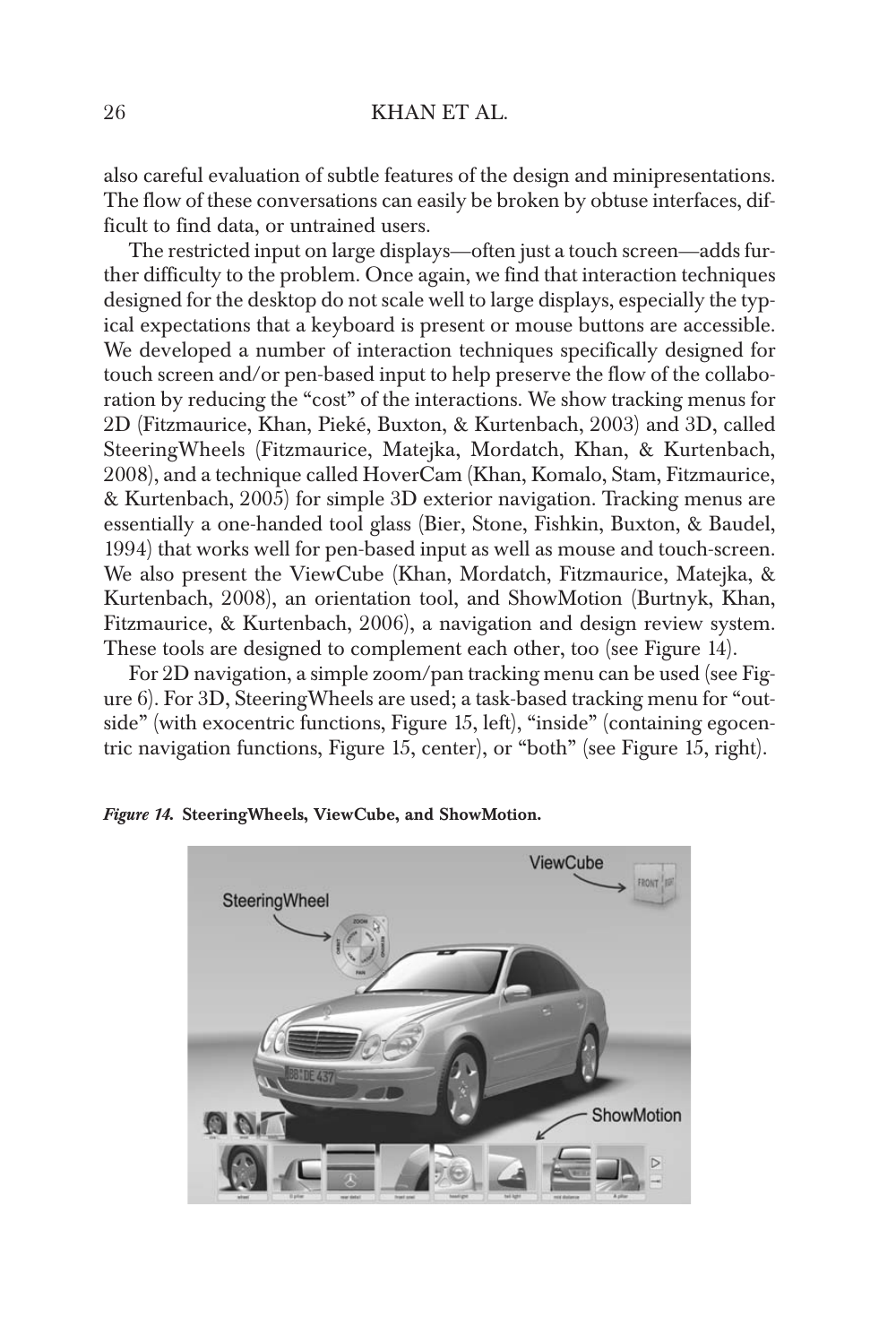also careful evaluation of subtle features of the design and minipresentations. The flow of these conversations can easily be broken by obtuse interfaces, difficult to find data, or untrained users.

The restricted input on large displays—often just a touch screen—adds further difficulty to the problem. Once again, we find that interaction techniques designed for the desktop do not scale well to large displays, especially the typical expectations that a keyboard is present or mouse buttons are accessible. We developed a number of interaction techniques specifically designed for touch screen and/or pen-based input to help preserve the flow of the collaboration by reducing the "cost" of the interactions. We show tracking menus for 2D (Fitzmaurice, Khan, Pieké, Buxton, & Kurtenbach, 2003) and 3D, called SteeringWheels (Fitzmaurice, Matejka, Mordatch, Khan, & Kurtenbach, 2008), and a technique called HoverCam (Khan, Komalo, Stam, Fitzmaurice, & Kurtenbach, 2005) for simple 3D exterior navigation. Tracking menus are essentially a one-handed tool glass (Bier, Stone, Fishkin, Buxton, & Baudel, 1994) that works well for pen-based input as well as mouse and touch-screen. We also present the ViewCube (Khan, Mordatch, Fitzmaurice, Matejka, & Kurtenbach, 2008), an orientation tool, and ShowMotion (Burtnyk, Khan, Fitzmaurice, & Kurtenbach, 2006), a navigation and design review system. These tools are designed to complement each other, too (see Figure 14).

For 2D navigation, a simple zoom/pan tracking menu can be used (see Figure 6). For 3D, SteeringWheels are used; a task-based tracking menu for "outside" (with exocentric functions, Figure 15, left), "inside" (containing egocentric navigation functions, Figure 15, center), or "both" (see Figure 15, right).

***Figure 14.*** **SteeringWheels, ViewCube, and ShowMotion.**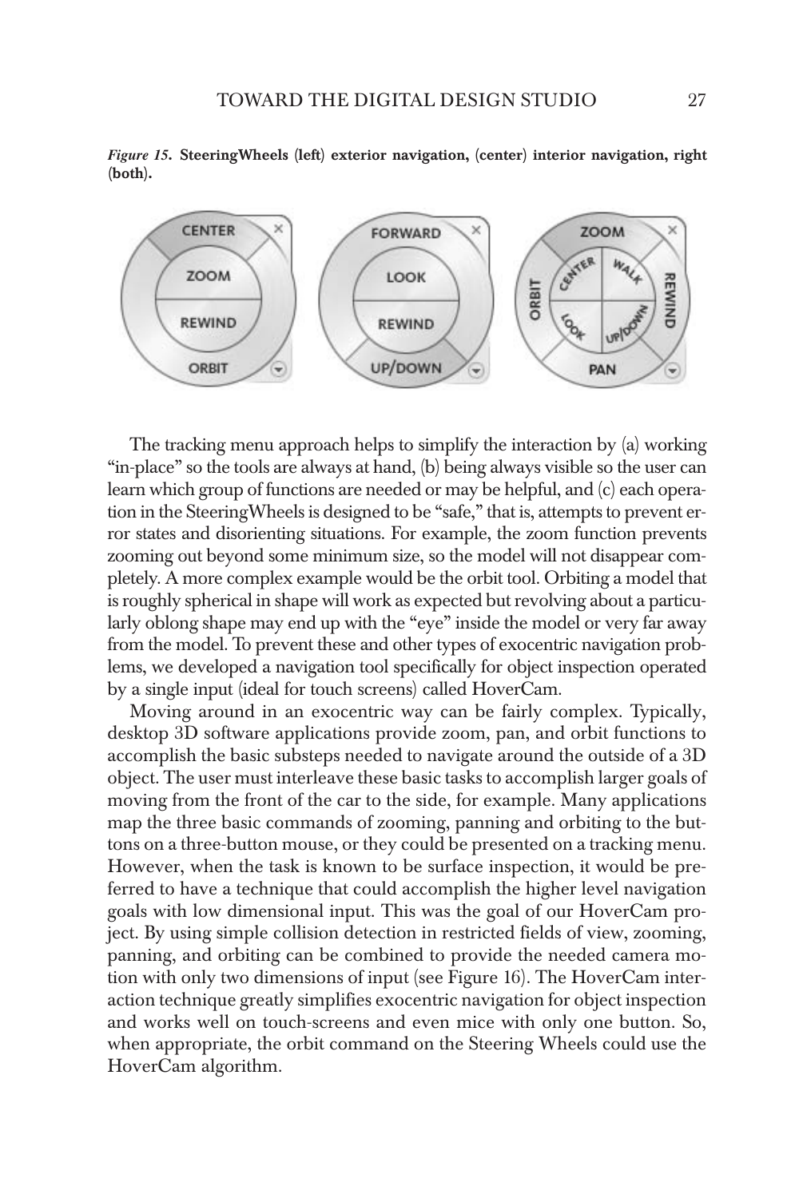*Figure 15*. **SteeringWheels (left) exterior navigation, (center) interior navigation, right (both).**

CENTER
ZOOM
REWIND
ORBIT

FORWARD
LOOK
REWIND
UP/DOWN

ZOOM
ORBIT
CENTER
WALK
LOOK
UP/DOWN
REWIND
PAN

The tracking menu approach helps to simplify the interaction by (a) working "in-place" so the tools are always at hand, (b) being always visible so the user can learn which group of functions are needed or may be helpful, and (c) each operation in the SteeringWheels is designed to be "safe," that is, attempts to prevent error states and disorienting situations. For example, the zoom function prevents zooming out beyond some minimum size, so the model will not disappear completely. A more complex example would be the orbit tool. Orbiting a model that is roughly spherical in shape will work as expected but revolving about a particularly oblong shape may end up with the "eye" inside the model or very far away from the model. To prevent these and other types of exocentric navigation problems, we developed a navigation tool specifically for object inspection operated by a single input (ideal for touch screens) called HoverCam.

Moving around in an exocentric way can be fairly complex. Typically, desktop 3D software applications provide zoom, pan, and orbit functions to accomplish the basic substeps needed to navigate around the outside of a 3D object. The user must interleave these basic tasks to accomplish larger goals of moving from the front of the car to the side, for example. Many applications map the three basic commands of zooming, panning and orbiting to the buttons on a three-button mouse, or they could be presented on a tracking menu. However, when the task is known to be surface inspection, it would be preferred to have a technique that could accomplish the higher level navigation goals with low dimensional input. This was the goal of our HoverCam project. By using simple collision detection in restricted fields of view, zooming, panning, and orbiting can be combined to provide the needed camera motion with only two dimensions of input (see Figure 16). The HoverCam interaction technique greatly simplifies exocentric navigation for object inspection and works well on touch-screens and even mice with only one button. So, when appropriate, the orbit command on the Steering Wheels could use the HoverCam algorithm.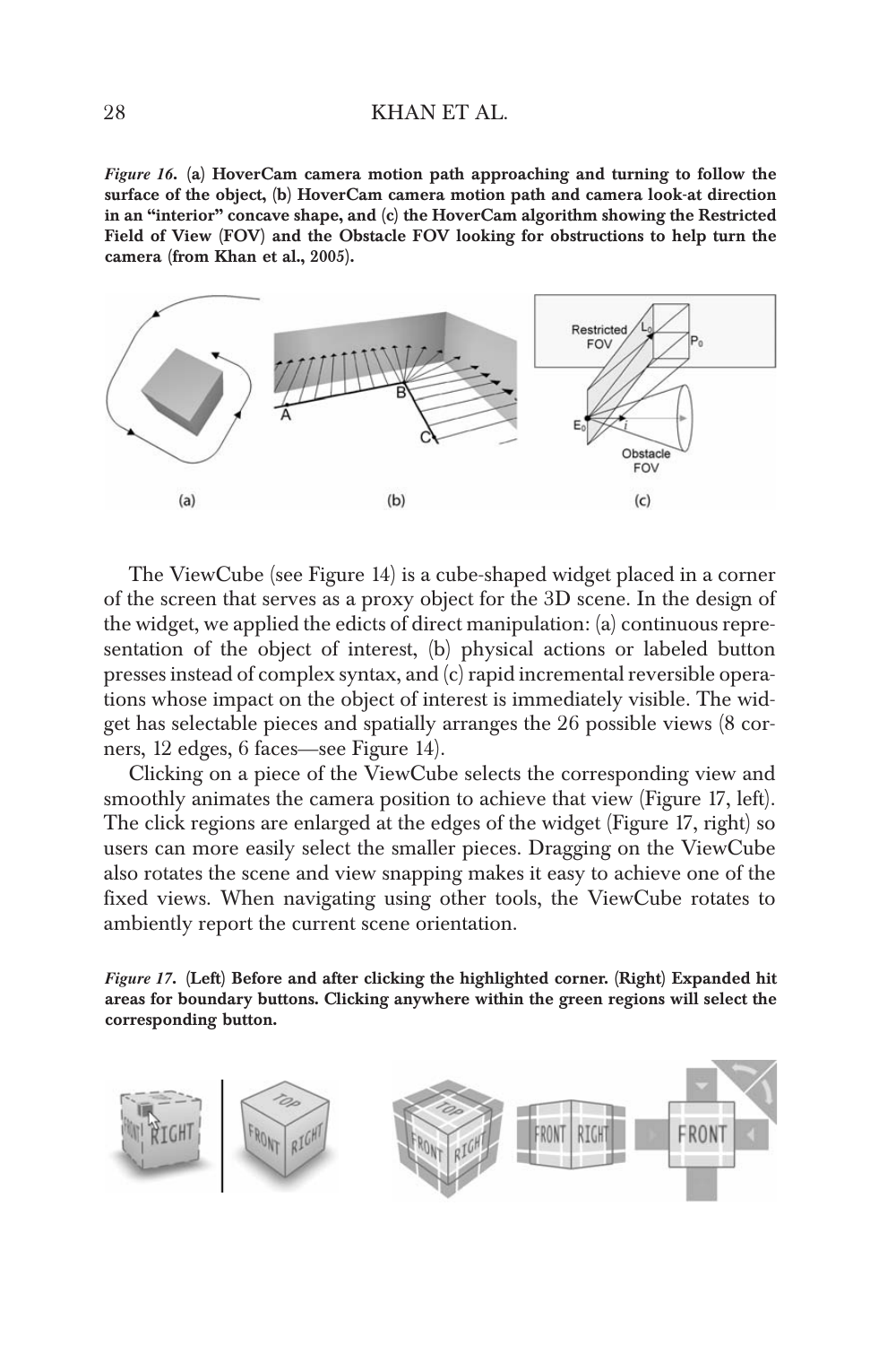*Figure 16.* **(a) HoverCam camera motion path approaching and turning to follow the surface of the object, (b) HoverCam camera motion path and camera look-at direction in an "interior" concave shape, and (c) the HoverCam algorithm showing the Restricted Field of View (FOV) and the Obstacle FOV looking for obstructions to help turn the camera (from Khan et al., 2005).**

The ViewCube (see Figure 14) is a cube-shaped widget placed in a corner of the screen that serves as a proxy object for the 3D scene. In the design of the widget, we applied the edicts of direct manipulation: (a) continuous representation of the object of interest, (b) physical actions or labeled button presses instead of complex syntax, and (c) rapid incremental reversible operations whose impact on the object of interest is immediately visible. The widget has selectable pieces and spatially arranges the 26 possible views (8 corners, 12 edges, 6 faces—see Figure 14).

Clicking on a piece of the ViewCube selects the corresponding view and smoothly animates the camera position to achieve that view (Figure 17, left). The click regions are enlarged at the edges of the widget (Figure 17, right) so users can more easily select the smaller pieces. Dragging on the ViewCube also rotates the scene and view snapping makes it easy to achieve one of the fixed views. When navigating using other tools, the ViewCube rotates to ambiently report the current scene orientation.

*Figure 17.* **(Left) Before and after clicking the highlighted corner. (Right) Expanded hit areas for boundary buttons. Clicking anywhere within the green regions will select the corresponding button.**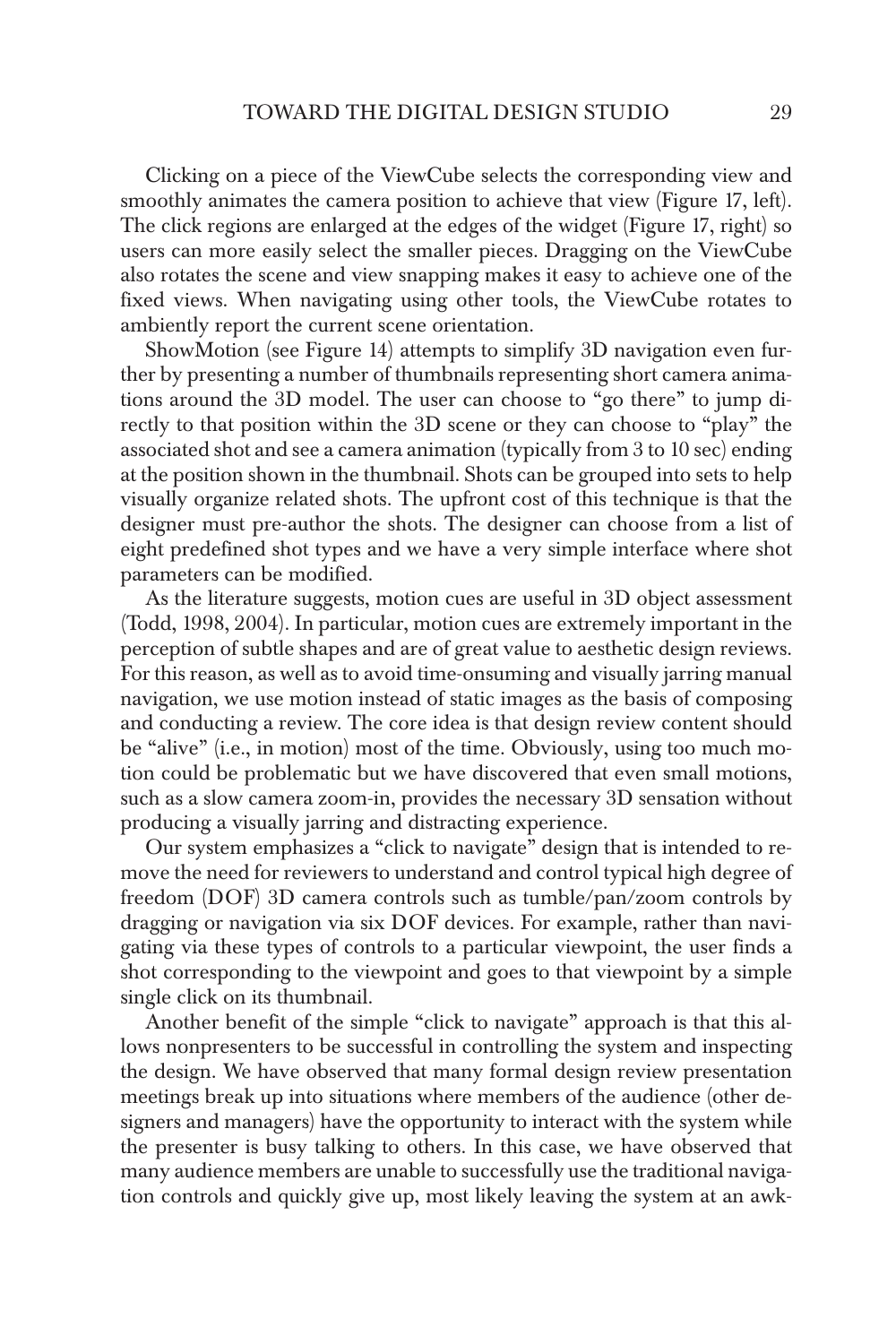Clicking on a piece of the ViewCube selects the corresponding view and smoothly animates the camera position to achieve that view (Figure 17, left). The click regions are enlarged at the edges of the widget (Figure 17, right) so users can more easily select the smaller pieces. Dragging on the ViewCube also rotates the scene and view snapping makes it easy to achieve one of the fixed views. When navigating using other tools, the ViewCube rotates to ambiently report the current scene orientation.

ShowMotion (see Figure 14) attempts to simplify 3D navigation even further by presenting a number of thumbnails representing short camera animations around the 3D model. The user can choose to "go there" to jump directly to that position within the 3D scene or they can choose to "play" the associated shot and see a camera animation (typically from 3 to 10 sec) ending at the position shown in the thumbnail. Shots can be grouped into sets to help visually organize related shots. The upfront cost of this technique is that the designer must pre-author the shots. The designer can choose from a list of eight predefined shot types and we have a very simple interface where shot parameters can be modified.

As the literature suggests, motion cues are useful in 3D object assessment (Todd, 1998, 2004). In particular, motion cues are extremely important in the perception of subtle shapes and are of great value to aesthetic design reviews. For this reason, as well as to avoid time-onsuming and visually jarring manual navigation, we use motion instead of static images as the basis of composing and conducting a review. The core idea is that design review content should be "alive" (i.e., in motion) most of the time. Obviously, using too much motion could be problematic but we have discovered that even small motions, such as a slow camera zoom-in, provides the necessary 3D sensation without producing a visually jarring and distracting experience.

Our system emphasizes a "click to navigate" design that is intended to remove the need for reviewers to understand and control typical high degree of freedom (DOF) 3D camera controls such as tumble/pan/zoom controls by dragging or navigation via six DOF devices. For example, rather than navigating via these types of controls to a particular viewpoint, the user finds a shot corresponding to the viewpoint and goes to that viewpoint by a simple single click on its thumbnail.

Another benefit of the simple "click to navigate" approach is that this allows nonpresenters to be successful in controlling the system and inspecting the design. We have observed that many formal design review presentation meetings break up into situations where members of the audience (other designers and managers) have the opportunity to interact with the system while the presenter is busy talking to others. In this case, we have observed that many audience members are unable to successfully use the traditional navigation controls and quickly give up, most likely leaving the system at an awk-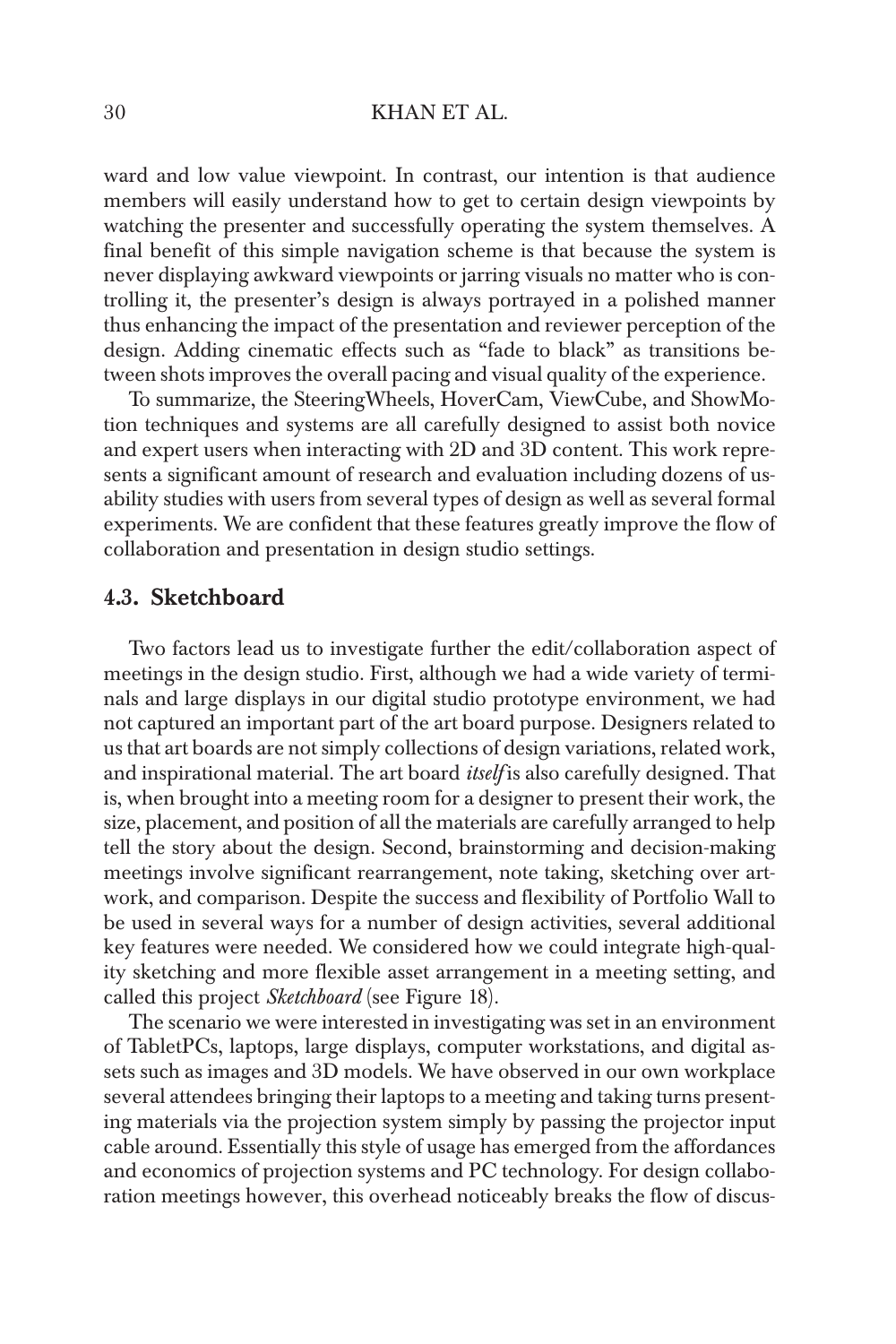ward and low value viewpoint. In contrast, our intention is that audience members will easily understand how to get to certain design viewpoints by watching the presenter and successfully operating the system themselves. A final benefit of this simple navigation scheme is that because the system is never displaying awkward viewpoints or jarring visuals no matter who is controlling it, the presenter's design is always portrayed in a polished manner thus enhancing the impact of the presentation and reviewer perception of the design. Adding cinematic effects such as "fade to black" as transitions between shots improves the overall pacing and visual quality of the experience.

To summarize, the SteeringWheels, HoverCam, ViewCube, and ShowMotion techniques and systems are all carefully designed to assist both novice and expert users when interacting with 2D and 3D content. This work represents a significant amount of research and evaluation including dozens of usability studies with users from several types of design as well as several formal experiments. We are confident that these features greatly improve the flow of collaboration and presentation in design studio settings.

### 4.3. Sketchboard

Two factors lead us to investigate further the edit/collaboration aspect of meetings in the design studio. First, although we had a wide variety of terminals and large displays in our digital studio prototype environment, we had not captured an important part of the art board purpose. Designers related to us that art boards are not simply collections of design variations, related work, and inspirational material. The art board *itself* is also carefully designed. That is, when brought into a meeting room for a designer to present their work, the size, placement, and position of all the materials are carefully arranged to help tell the story about the design. Second, brainstorming and decision-making meetings involve significant rearrangement, note taking, sketching over artwork, and comparison. Despite the success and flexibility of Portfolio Wall to be used in several ways for a number of design activities, several additional key features were needed. We considered how we could integrate high-quality sketching and more flexible asset arrangement in a meeting setting, and called this project *Sketchboard* (see Figure 18).

The scenario we were interested in investigating was set in an environment of TabletPCs, laptops, large displays, computer workstations, and digital assets such as images and 3D models. We have observed in our own workplace several attendees bringing their laptops to a meeting and taking turns presenting materials via the projection system simply by passing the projector input cable around. Essentially this style of usage has emerged from the affordances and economics of projection systems and PC technology. For design collaboration meetings however, this overhead noticeably breaks the flow of discus-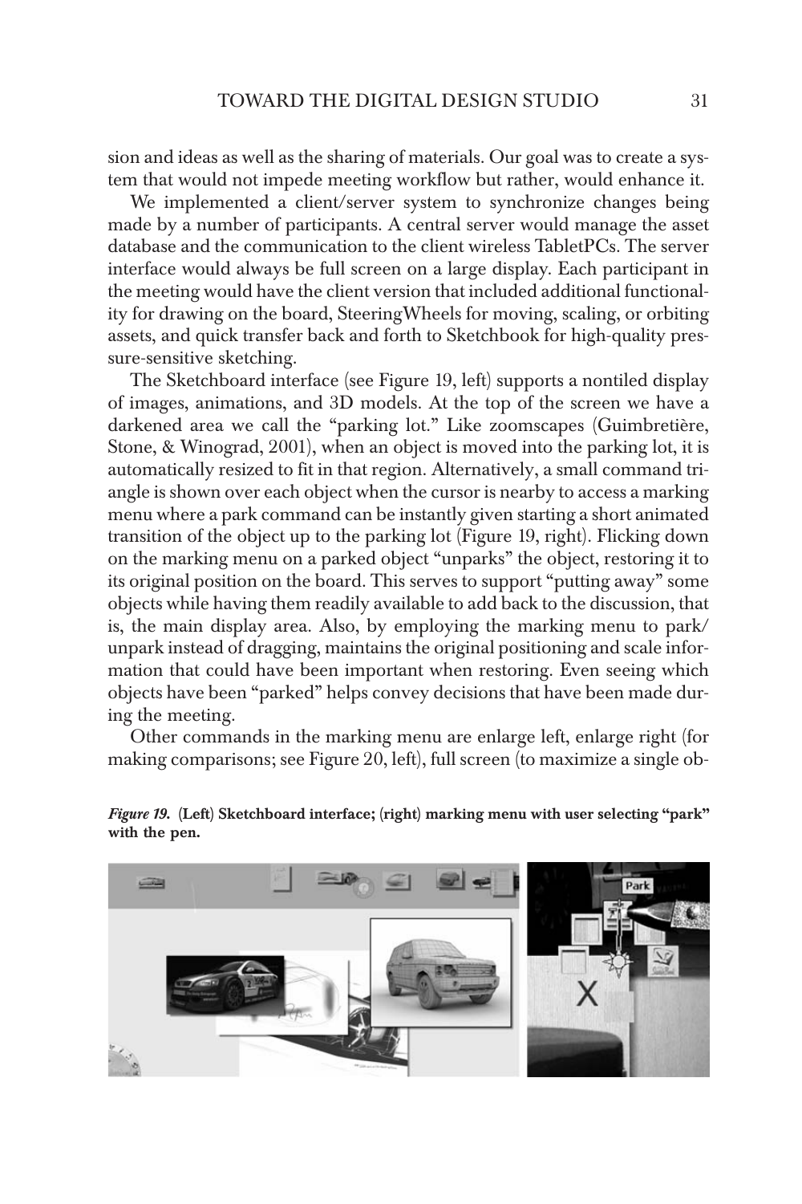sion and ideas as well as the sharing of materials. Our goal was to create a system that would not impede meeting workflow but rather, would enhance it.

We implemented a client/server system to synchronize changes being made by a number of participants. A central server would manage the asset database and the communication to the client wireless TabletPCs. The server interface would always be full screen on a large display. Each participant in the meeting would have the client version that included additional functionality for drawing on the board, SteeringWheels for moving, scaling, or orbiting assets, and quick transfer back and forth to Sketchbook for high-quality pressure-sensitive sketching.

The Sketchboard interface (see Figure 19, left) supports a nontiled display of images, animations, and 3D models. At the top of the screen we have a darkened area we call the "parking lot." Like zoomscapes (Guimbretière, Stone, & Winograd, 2001), when an object is moved into the parking lot, it is automatically resized to fit in that region. Alternatively, a small command triangle is shown over each object when the cursor is nearby to access a marking menu where a park command can be instantly given starting a short animated transition of the object up to the parking lot (Figure 19, right). Flicking down on the marking menu on a parked object "unparks" the object, restoring it to its original position on the board. This serves to support "putting away" some objects while having them readily available to add back to the discussion, that is, the main display area. Also, by employing the marking menu to park/unpark instead of dragging, maintains the original positioning and scale information that could have been important when restoring. Even seeing which objects have been "parked" helps convey decisions that have been made during the meeting.

Other commands in the marking menu are enlarge left, enlarge right (for making comparisons; see Figure 20, left), full screen (to maximize a single ob-

***Figure 19.* (Left) Sketchboard interface; (right) marking menu with user selecting "park" with the pen.**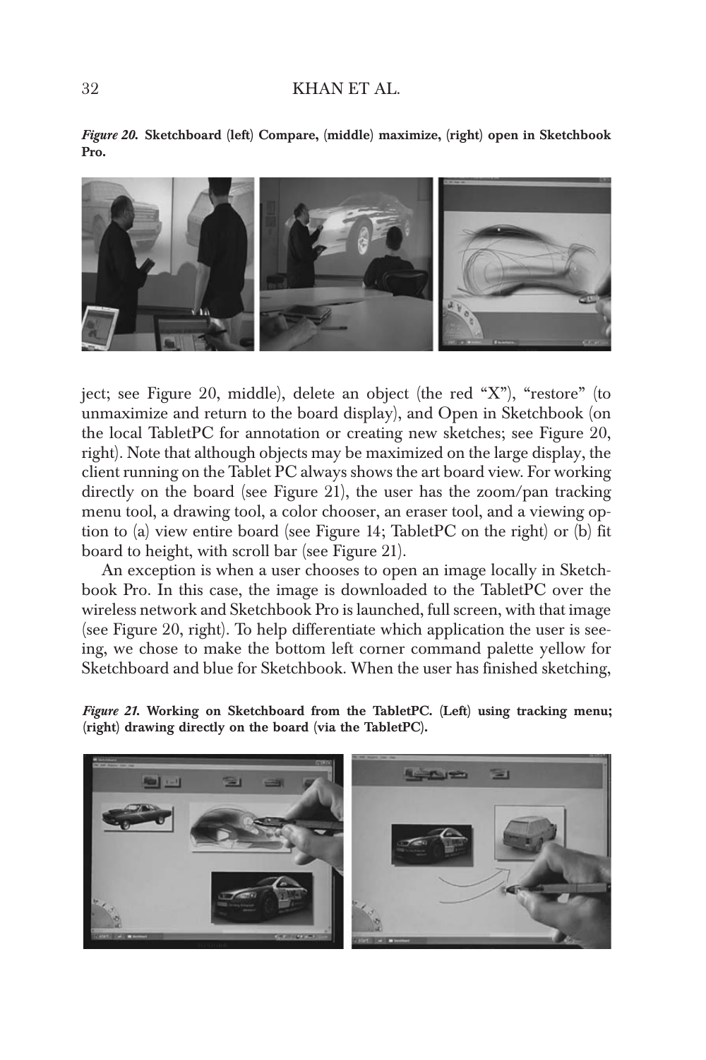*Figure 20.* **Sketchboard (left) Compare, (middle) maximize, (right) open in Sketchbook Pro.**

ject; see Figure 20, middle), delete an object (the red "X"), "restore" (to unmaximize and return to the board display), and Open in Sketchbook (on the local TabletPC for annotation or creating new sketches; see Figure 20, right). Note that although objects may be maximized on the large display, the client running on the Tablet PC always shows the art board view. For working directly on the board (see Figure 21), the user has the zoom/pan tracking menu tool, a drawing tool, a color chooser, an eraser tool, and a viewing option to (a) view entire board (see Figure 14; TabletPC on the right) or (b) fit board to height, with scroll bar (see Figure 21).

An exception is when a user chooses to open an image locally in Sketchbook Pro. In this case, the image is downloaded to the TabletPC over the wireless network and Sketchbook Pro is launched, full screen, with that image (see Figure 20, right). To help differentiate which application the user is seeing, we chose to make the bottom left corner command palette yellow for Sketchboard and blue for Sketchbook. When the user has finished sketching,

*Figure 21.* **Working on Sketchboard from the TabletPC. (Left) using tracking menu; (right) drawing directly on the board (via the TabletPC).**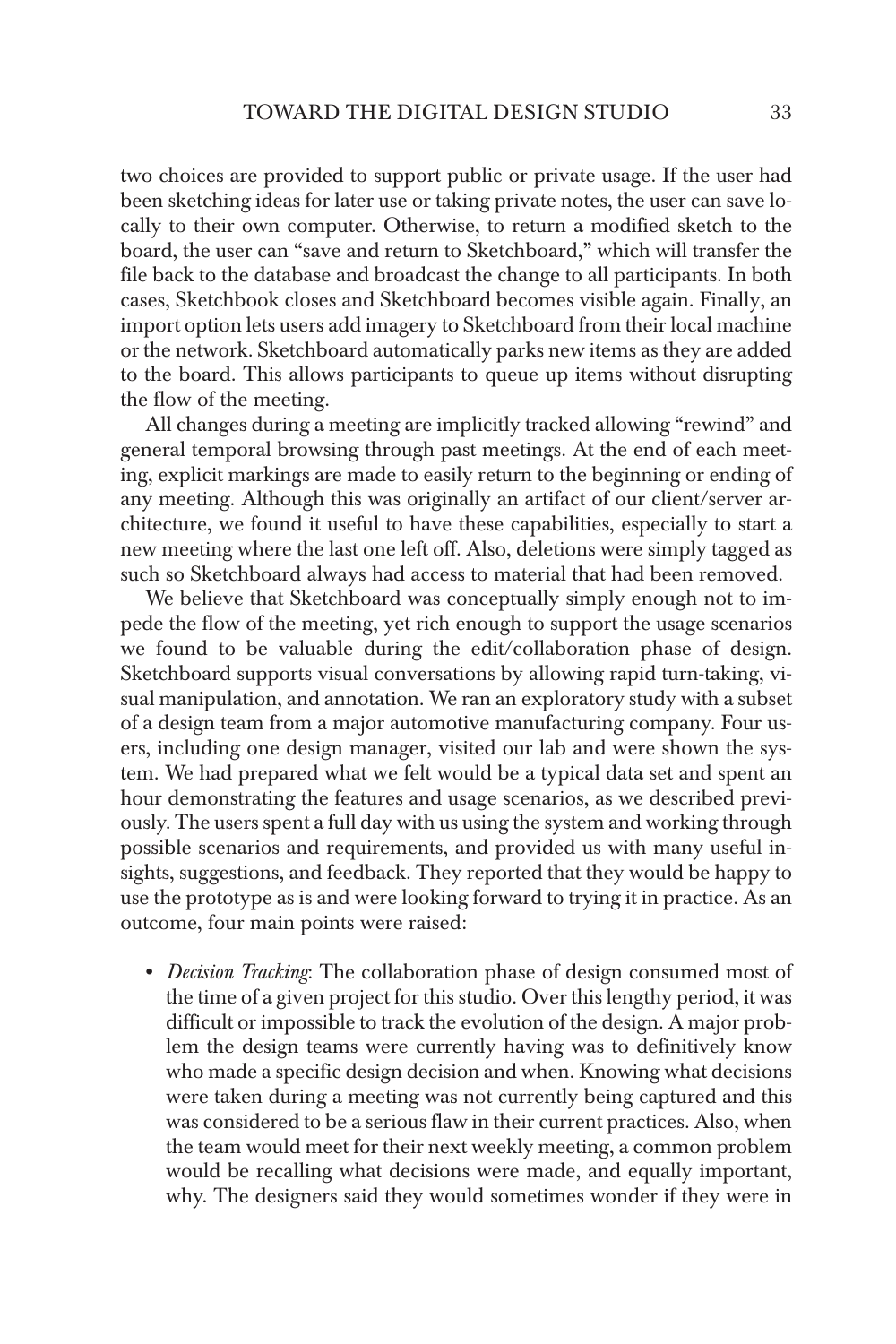two choices are provided to support public or private usage. If the user had been sketching ideas for later use or taking private notes, the user can save locally to their own computer. Otherwise, to return a modified sketch to the board, the user can "save and return to Sketchboard," which will transfer the file back to the database and broadcast the change to all participants. In both cases, Sketchbook closes and Sketchboard becomes visible again. Finally, an import option lets users add imagery to Sketchboard from their local machine or the network. Sketchboard automatically parks new items as they are added to the board. This allows participants to queue up items without disrupting the flow of the meeting.

All changes during a meeting are implicitly tracked allowing "rewind" and general temporal browsing through past meetings. At the end of each meeting, explicit markings are made to easily return to the beginning or ending of any meeting. Although this was originally an artifact of our client/server architecture, we found it useful to have these capabilities, especially to start a new meeting where the last one left off. Also, deletions were simply tagged as such so Sketchboard always had access to material that had been removed.

We believe that Sketchboard was conceptually simply enough not to impede the flow of the meeting, yet rich enough to support the usage scenarios we found to be valuable during the edit/collaboration phase of design. Sketchboard supports visual conversations by allowing rapid turn-taking, visual manipulation, and annotation. We ran an exploratory study with a subset of a design team from a major automotive manufacturing company. Four users, including one design manager, visited our lab and were shown the system. We had prepared what we felt would be a typical data set and spent an hour demonstrating the features and usage scenarios, as we described previously. The users spent a full day with us using the system and working through possible scenarios and requirements, and provided us with many useful insights, suggestions, and feedback. They reported that they would be happy to use the prototype as is and were looking forward to trying it in practice. As an outcome, four main points were raised:

- *Decision Tracking*: The collaboration phase of design consumed most of the time of a given project for this studio. Over this lengthy period, it was difficult or impossible to track the evolution of the design. A major problem the design teams were currently having was to definitively know who made a specific design decision and when. Knowing what decisions were taken during a meeting was not currently being captured and this was considered to be a serious flaw in their current practices. Also, when the team would meet for their next weekly meeting, a common problem would be recalling what decisions were made, and equally important, why. The designers said they would sometimes wonder if they were in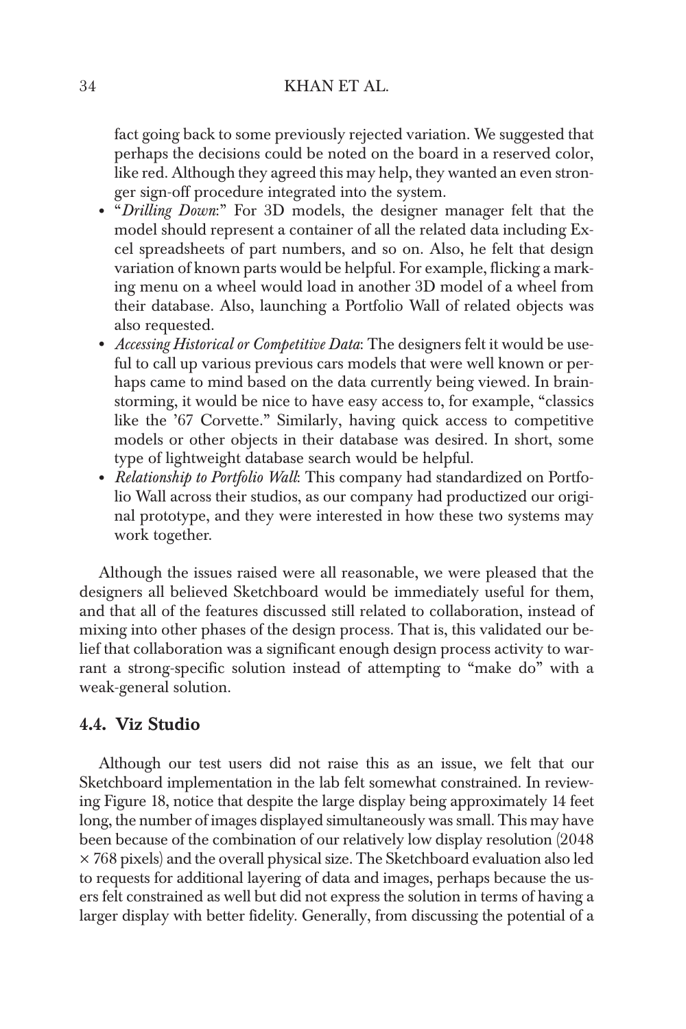fact going back to some previously rejected variation. We suggested that perhaps the decisions could be noted on the board in a reserved color, like red. Although they agreed this may help, they wanted an even stronger sign-off procedure integrated into the system.

- "*Drilling Down*:" For 3D models, the designer manager felt that the model should represent a container of all the related data including Excel spreadsheets of part numbers, and so on. Also, he felt that design variation of known parts would be helpful. For example, flicking a marking menu on a wheel would load in another 3D model of a wheel from their database. Also, launching a Portfolio Wall of related objects was also requested.
- *Accessing Historical or Competitive Data*: The designers felt it would be useful to call up various previous cars models that were well known or perhaps came to mind based on the data currently being viewed. In brainstorming, it would be nice to have easy access to, for example, "classics like the '67 Corvette." Similarly, having quick access to competitive models or other objects in their database was desired. In short, some type of lightweight database search would be helpful.
- *Relationship to Portfolio Wall*: This company had standardized on Portfolio Wall across their studios, as our company had productized our original prototype, and they were interested in how these two systems may work together.

Although the issues raised were all reasonable, we were pleased that the designers all believed Sketchboard would be immediately useful for them, and that all of the features discussed still related to collaboration, instead of mixing into other phases of the design process. That is, this validated our belief that collaboration was a significant enough design process activity to warrant a strong-specific solution instead of attempting to "make do" with a weak-general solution.

### 4.4. Viz Studio

Although our test users did not raise this as an issue, we felt that our Sketchboard implementation in the lab felt somewhat constrained. In reviewing Figure 18, notice that despite the large display being approximately 14 feet long, the number of images displayed simultaneously was small. This may have been because of the combination of our relatively low display resolution (2048 × 768 pixels) and the overall physical size. The Sketchboard evaluation also led to requests for additional layering of data and images, perhaps because the users felt constrained as well but did not express the solution in terms of having a larger display with better fidelity. Generally, from discussing the potential of a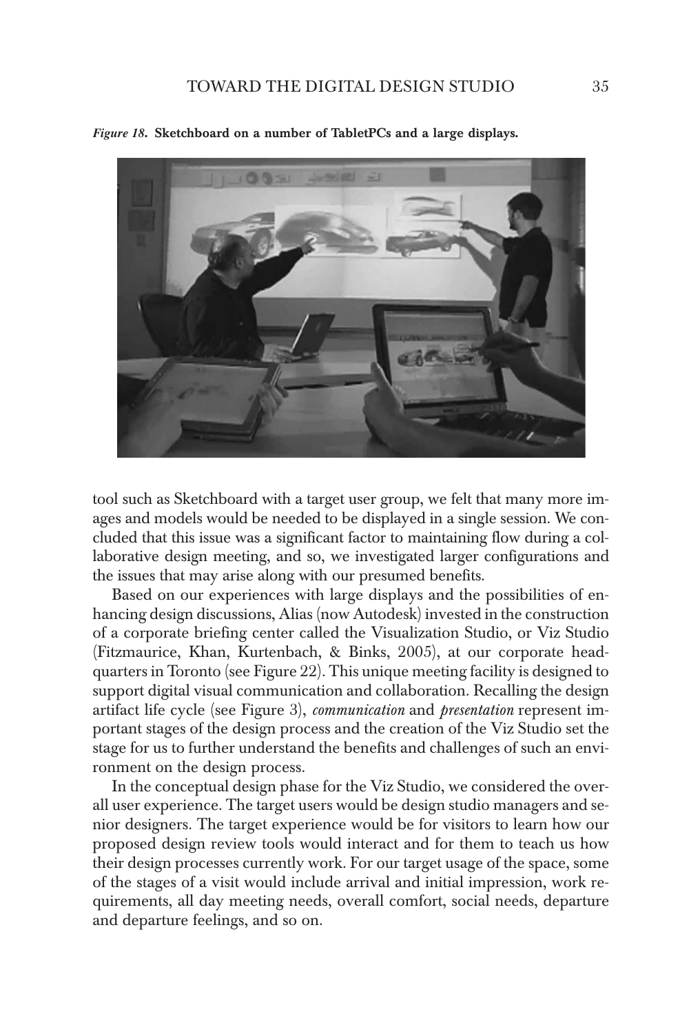*Figure 18*. **Sketchboard on a number of TabletPCs and a large displays.**

tool such as Sketchboard with a target user group, we felt that many more images and models would be needed to be displayed in a single session. We concluded that this issue was a significant factor to maintaining flow during a collaborative design meeting, and so, we investigated larger configurations and the issues that may arise along with our presumed benefits.

Based on our experiences with large displays and the possibilities of enhancing design discussions, Alias (now Autodesk) invested in the construction of a corporate briefing center called the Visualization Studio, or Viz Studio (Fitzmaurice, Khan, Kurtenbach, & Binks, 2005), at our corporate headquarters in Toronto (see Figure 22). This unique meeting facility is designed to support digital visual communication and collaboration. Recalling the design artifact life cycle (see Figure 3), *communication* and *presentation* represent important stages of the design process and the creation of the Viz Studio set the stage for us to further understand the benefits and challenges of such an environment on the design process.

In the conceptual design phase for the Viz Studio, we considered the overall user experience. The target users would be design studio managers and senior designers. The target experience would be for visitors to learn how our proposed design review tools would interact and for them to teach us how their design processes currently work. For our target usage of the space, some of the stages of a visit would include arrival and initial impression, work requirements, all day meeting needs, overall comfort, social needs, departure and departure feelings, and so on.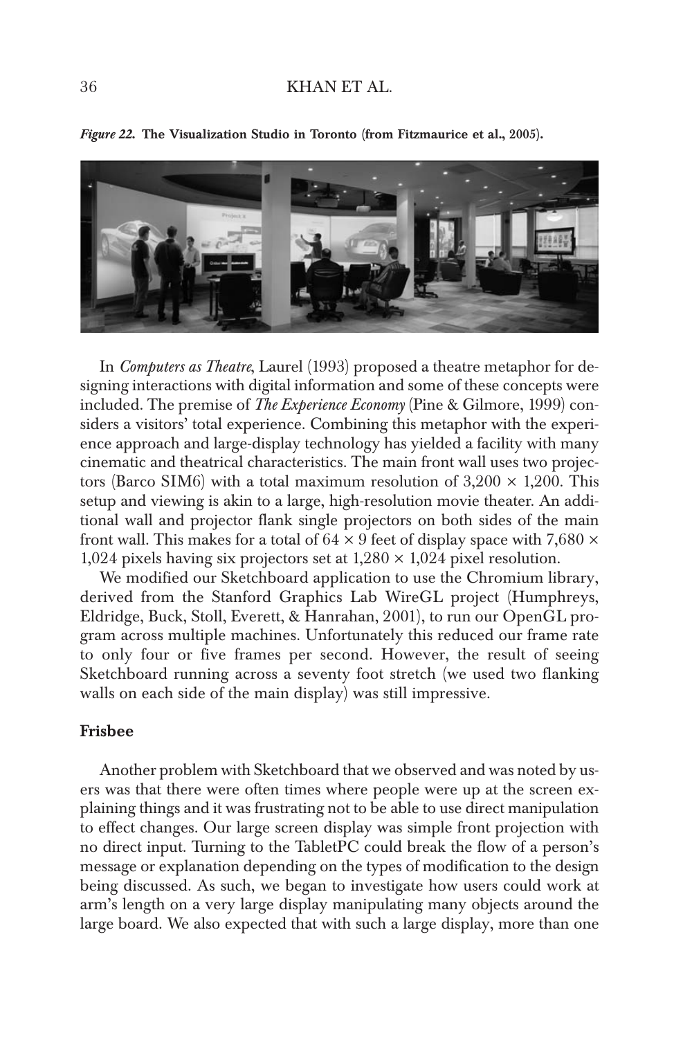*Figure 22.* **The Visualization Studio in Toronto (from Fitzmaurice et al., 2005).**

In *Computers as Theatre*, Laurel (1993) proposed a theatre metaphor for designing interactions with digital information and some of these concepts were included. The premise of *The Experience Economy* (Pine & Gilmore, 1999) considers a visitors' total experience. Combining this metaphor with the experience approach and large-display technology has yielded a facility with many cinematic and theatrical characteristics. The main front wall uses two projectors (Barco SIM6) with a total maximum resolution of $3{,}200 \times 1{,}200$. This setup and viewing is akin to a large, high-resolution movie theater. An additional wall and projector flank single projectors on both sides of the main front wall. This makes for a total of $64 \times 9$ feet of display space with $7{,}680 \times 1{,}024$ pixels having six projectors set at $1{,}280 \times 1{,}024$ pixel resolution.

We modified our Sketchboard application to use the Chromium library, derived from the Stanford Graphics Lab WireGL project (Humphreys, Eldridge, Buck, Stoll, Everett, & Hanrahan, 2001), to run our OpenGL program across multiple machines. Unfortunately this reduced our frame rate to only four or five frames per second. However, the result of seeing Sketchboard running across a seventy foot stretch (we used two flanking walls on each side of the main display) was still impressive.

## Frisbee

Another problem with Sketchboard that we observed and was noted by users was that there were often times where people were up at the screen explaining things and it was frustrating not to be able to use direct manipulation to effect changes. Our large screen display was simple front projection with no direct input. Turning to the TabletPC could break the flow of a person's message or explanation depending on the types of modification to the design being discussed. As such, we began to investigate how users could work at arm's length on a very large display manipulating many objects around the large board. We also expected that with such a large display, more than one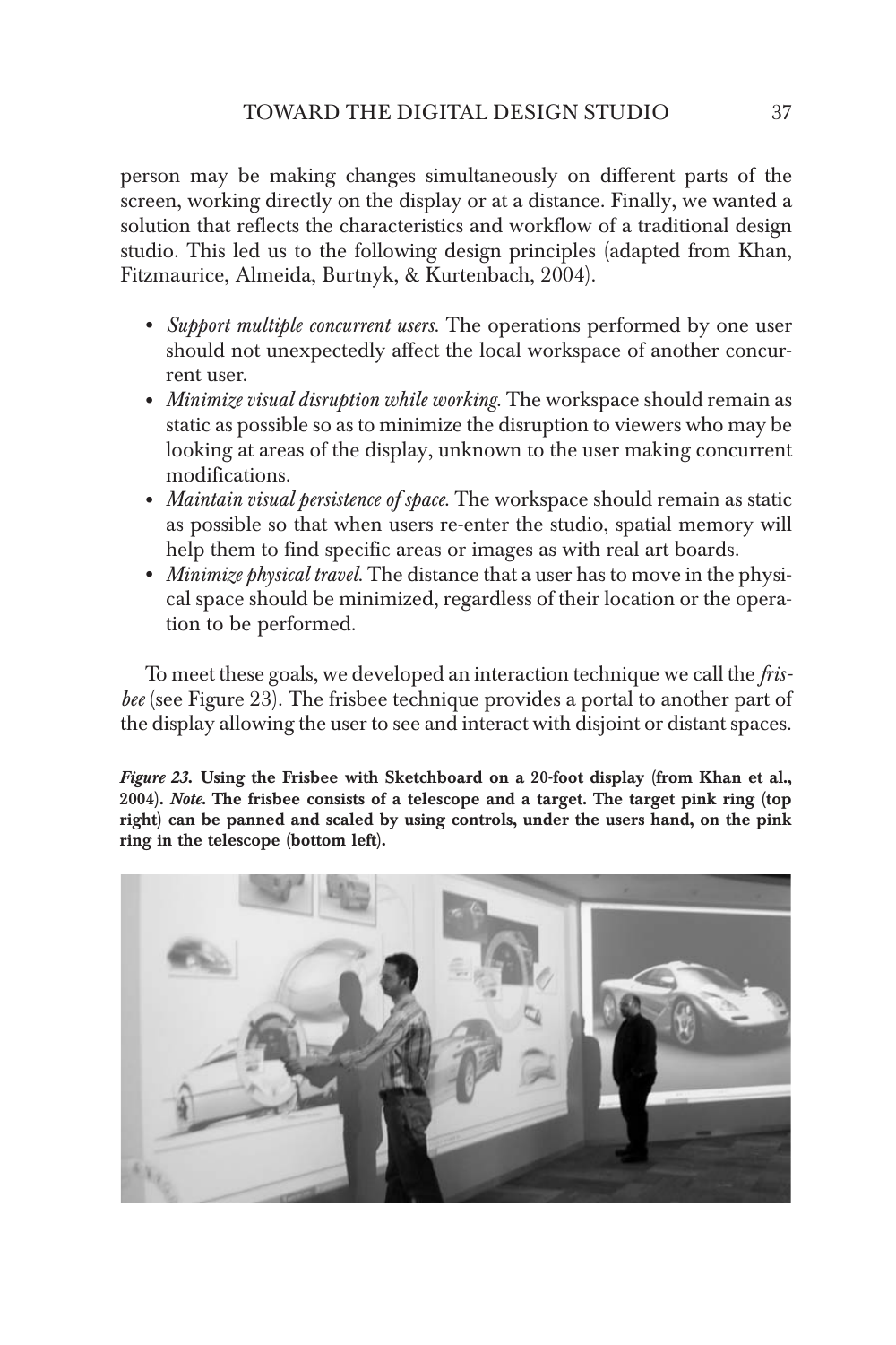person may be making changes simultaneously on different parts of the screen, working directly on the display or at a distance. Finally, we wanted a solution that reflects the characteristics and workflow of a traditional design studio. This led us to the following design principles (adapted from Khan, Fitzmaurice, Almeida, Burtnyk, & Kurtenbach, 2004).

- *Support multiple concurrent users.* The operations performed by one user should not unexpectedly affect the local workspace of another concurrent user.
- *Minimize visual disruption while working.* The workspace should remain as static as possible so as to minimize the disruption to viewers who may be looking at areas of the display, unknown to the user making concurrent modifications.
- *Maintain visual persistence of space.* The workspace should remain as static as possible so that when users re-enter the studio, spatial memory will help them to find specific areas or images as with real art boards.
- *Minimize physical travel.* The distance that a user has to move in the physical space should be minimized, regardless of their location or the operation to be performed.

To meet these goals, we developed an interaction technique we call the *frisbee* (see Figure 23). The frisbee technique provides a portal to another part of the display allowing the user to see and interact with disjoint or distant spaces.

***Figure 23.*** **Using the Frisbee with Sketchboard on a 20-foot display (from Khan et al., 2004).** ***Note.*** **The frisbee consists of a telescope and a target. The target pink ring (top right) can be panned and scaled by using controls, under the users hand, on the pink ring in the telescope (bottom left).**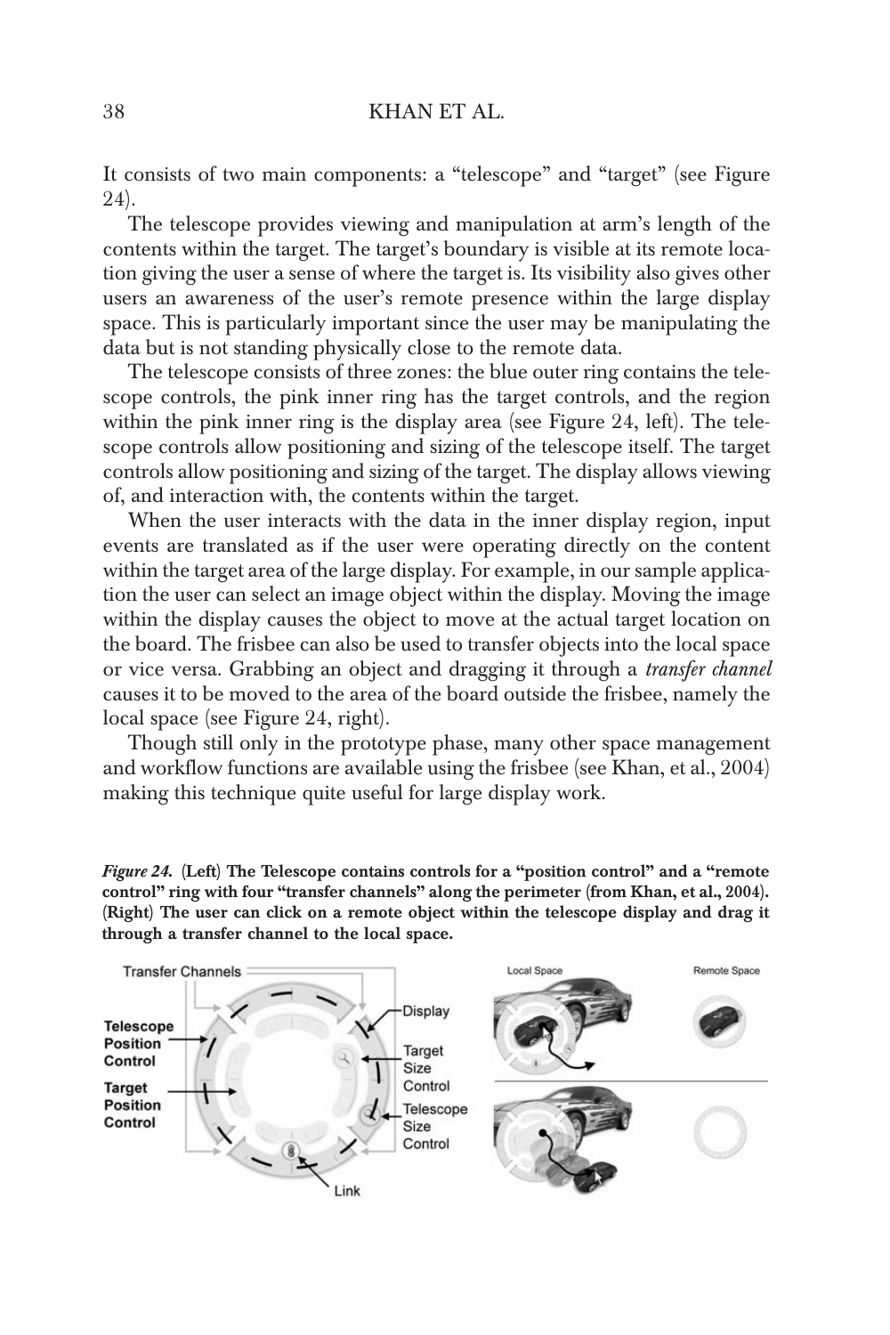It consists of two main components: a "telescope" and "target" (see Figure 24).

The telescope provides viewing and manipulation at arm's length of the contents within the target. The target's boundary is visible at its remote location giving the user a sense of where the target is. Its visibility also gives other users an awareness of the user's remote presence within the large display space. This is particularly important since the user may be manipulating the data but is not standing physically close to the remote data.

The telescope consists of three zones: the blue outer ring contains the telescope controls, the pink inner ring has the target controls, and the region within the pink inner ring is the display area (see Figure 24, left). The telescope controls allow positioning and sizing of the telescope itself. The target controls allow positioning and sizing of the target. The display allows viewing of, and interaction with, the contents within the target.

When the user interacts with the data in the inner display region, input events are translated as if the user were operating directly on the content within the target area of the large display. For example, in our sample application the user can select an image object within the display. Moving the image within the display causes the object to move at the actual target location on the board. The frisbee can also be used to transfer objects into the local space or vice versa. Grabbing an object and dragging it through a *transfer channel* causes it to be moved to the area of the board outside the frisbee, namely the local space (see Figure 24, right).

Though still only in the prototype phase, many other space management and workflow functions are available using the frisbee (see Khan, et al., 2004) making this technique quite useful for large display work.

***Figure 24.*** **(Left) The Telescope contains controls for a "position control" and a "remote control" ring with four "transfer channels" along the perimeter (from Khan, et al., 2004). (Right) The user can click on a remote object within the telescope display and drag it through a transfer channel to the local space.**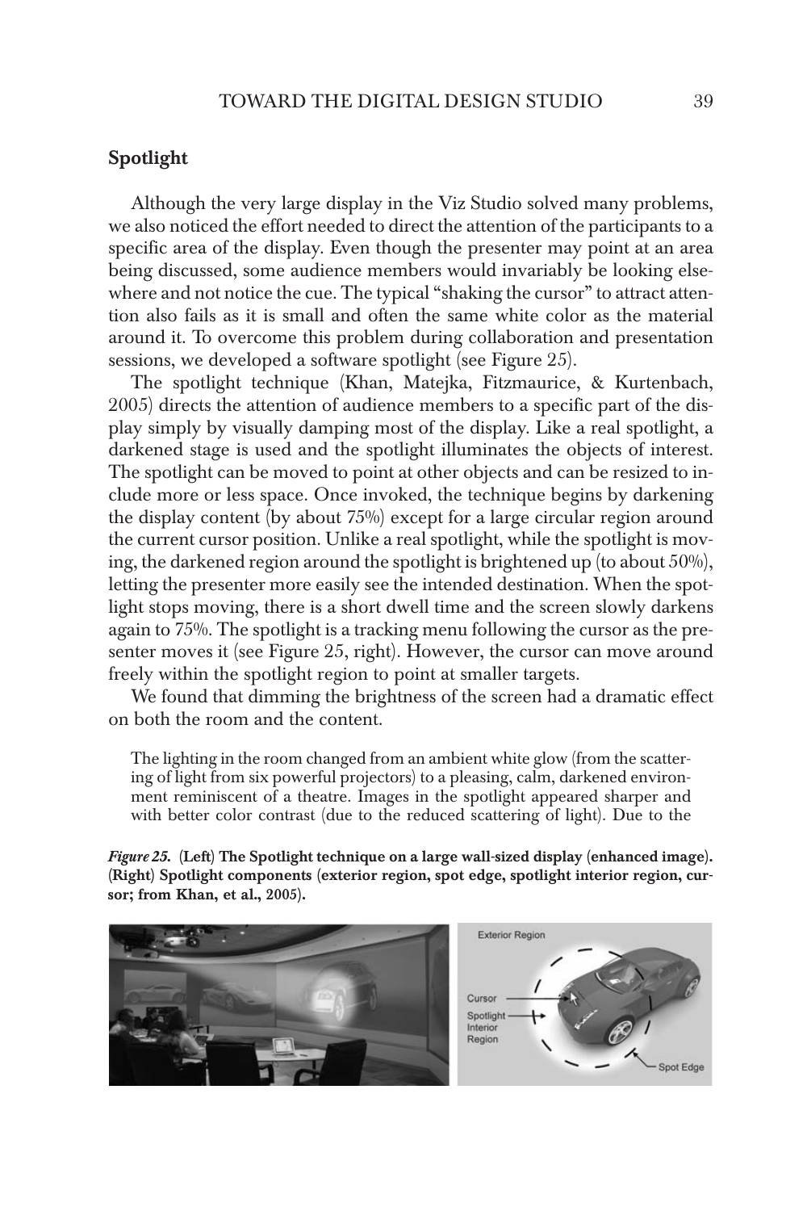## Spotlight

Although the very large display in the Viz Studio solved many problems, we also noticed the effort needed to direct the attention of the participants to a specific area of the display. Even though the presenter may point at an area being discussed, some audience members would invariably be looking elsewhere and not notice the cue. The typical "shaking the cursor" to attract attention also fails as it is small and often the same white color as the material around it. To overcome this problem during collaboration and presentation sessions, we developed a software spotlight (see Figure 25).

The spotlight technique (Khan, Matejka, Fitzmaurice, & Kurtenbach, 2005) directs the attention of audience members to a specific part of the display simply by visually damping most of the display. Like a real spotlight, a darkened stage is used and the spotlight illuminates the objects of interest. The spotlight can be moved to point at other objects and can be resized to include more or less space. Once invoked, the technique begins by darkening the display content (by about 75%) except for a large circular region around the current cursor position. Unlike a real spotlight, while the spotlight is moving, the darkened region around the spotlight is brightened up (to about 50%), letting the presenter more easily see the intended destination. When the spotlight stops moving, there is a short dwell time and the screen slowly darkens again to 75%. The spotlight is a tracking menu following the cursor as the presenter moves it (see Figure 25, right). However, the cursor can move around freely within the spotlight region to point at smaller targets.

We found that dimming the brightness of the screen had a dramatic effect on both the room and the content.

> The lighting in the room changed from an ambient white glow (from the scattering of light from six powerful projectors) to a pleasing, calm, darkened environment reminiscent of a theatre. Images in the spotlight appeared sharper and with better color contrast (due to the reduced scattering of light). Due to the

***Figure 25.*** **(Left) The Spotlight technique on a large wall-sized display (enhanced image). (Right) Spotlight components (exterior region, spot edge, spotlight interior region, cursor; from Khan, et al., 2005).**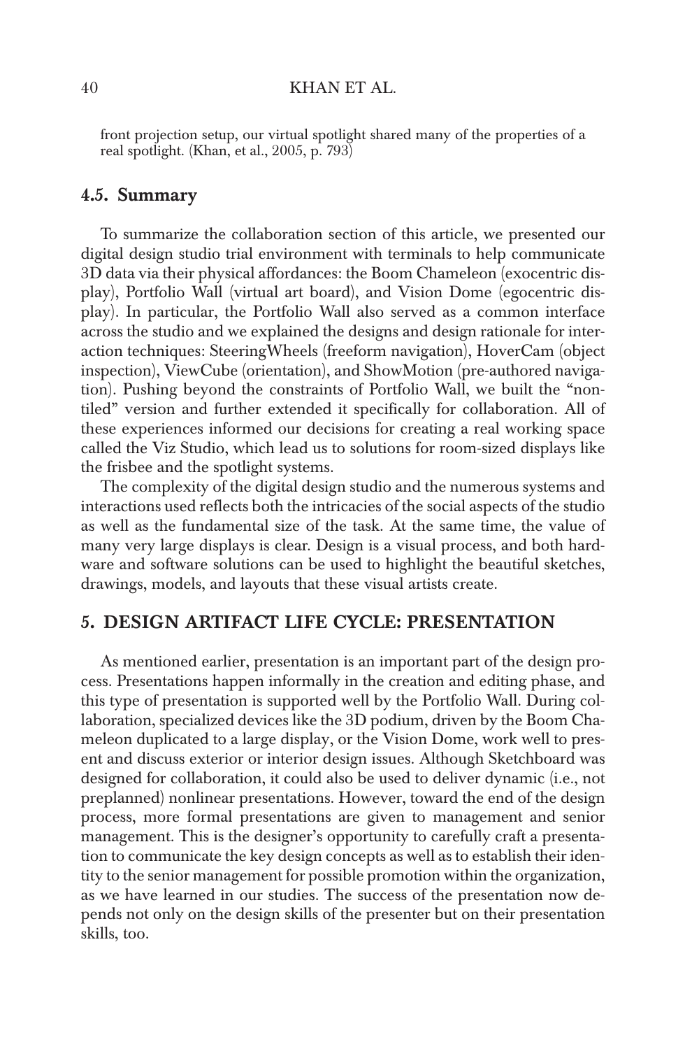front projection setup, our virtual spotlight shared many of the properties of a real spotlight. (Khan, et al., 2005, p. 793)

### 4.5. Summary

To summarize the collaboration section of this article, we presented our digital design studio trial environment with terminals to help communicate 3D data via their physical affordances: the Boom Chameleon (exocentric display), Portfolio Wall (virtual art board), and Vision Dome (egocentric display). In particular, the Portfolio Wall also served as a common interface across the studio and we explained the designs and design rationale for interaction techniques: SteeringWheels (freeform navigation), HoverCam (object inspection), ViewCube (orientation), and ShowMotion (pre-authored navigation). Pushing beyond the constraints of Portfolio Wall, we built the "non-tiled" version and further extended it specifically for collaboration. All of these experiences informed our decisions for creating a real working space called the Viz Studio, which lead us to solutions for room-sized displays like the frisbee and the spotlight systems.

The complexity of the digital design studio and the numerous systems and interactions used reflects both the intricacies of the social aspects of the studio as well as the fundamental size of the task. At the same time, the value of many very large displays is clear. Design is a visual process, and both hardware and software solutions can be used to highlight the beautiful sketches, drawings, models, and layouts that these visual artists create.

## 5. DESIGN ARTIFACT LIFE CYCLE: PRESENTATION

As mentioned earlier, presentation is an important part of the design process. Presentations happen informally in the creation and editing phase, and this type of presentation is supported well by the Portfolio Wall. During collaboration, specialized devices like the 3D podium, driven by the Boom Chameleon duplicated to a large display, or the Vision Dome, work well to present and discuss exterior or interior design issues. Although Sketchboard was designed for collaboration, it could also be used to deliver dynamic (i.e., not preplanned) nonlinear presentations. However, toward the end of the design process, more formal presentations are given to management and senior management. This is the designer's opportunity to carefully craft a presentation to communicate the key design concepts as well as to establish their identity to the senior management for possible promotion within the organization, as we have learned in our studies. The success of the presentation now depends not only on the design skills of the presenter but on their presentation skills, too.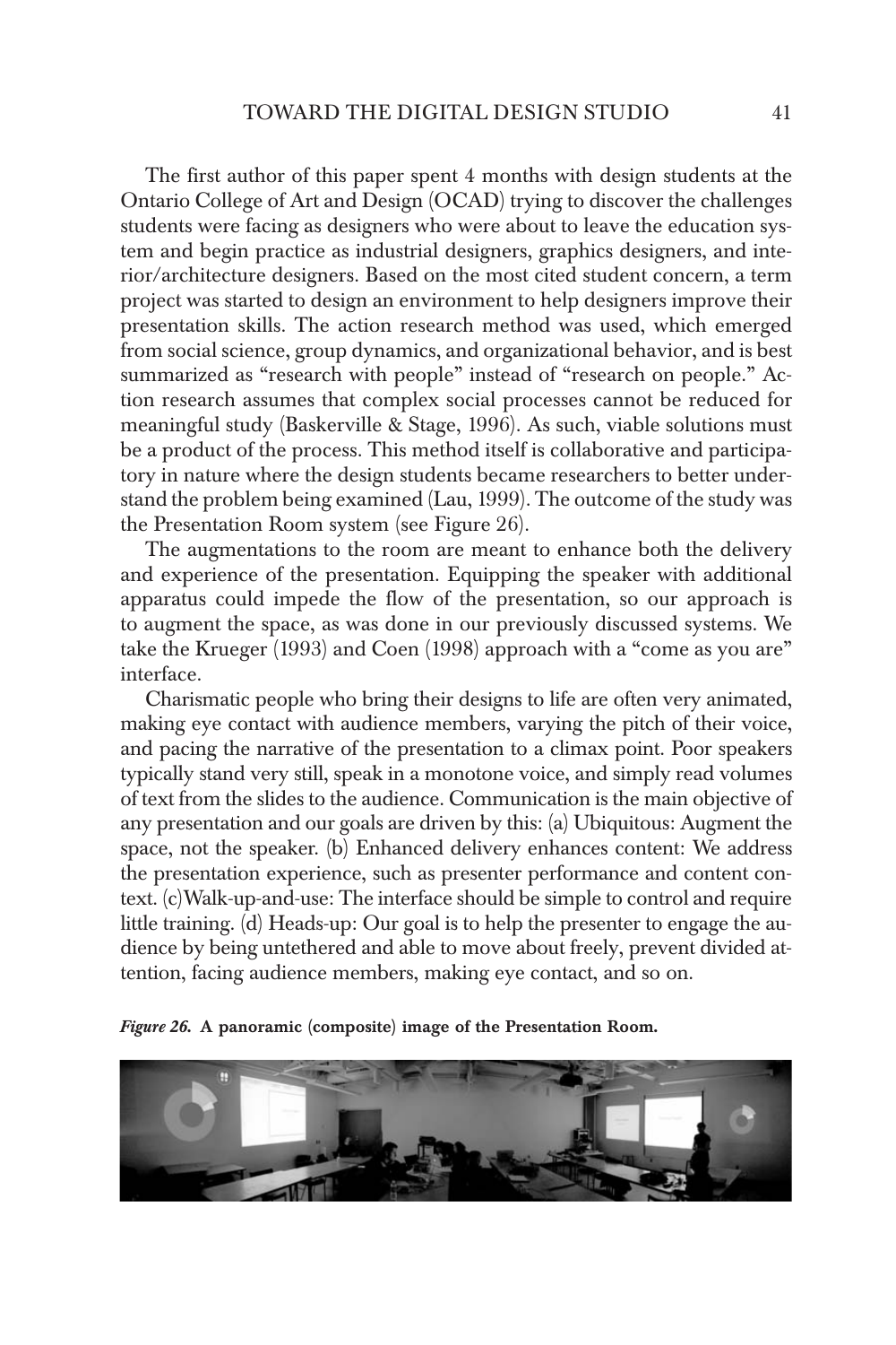The first author of this paper spent 4 months with design students at the Ontario College of Art and Design (OCAD) trying to discover the challenges students were facing as designers who were about to leave the education system and begin practice as industrial designers, graphics designers, and interior/architecture designers. Based on the most cited student concern, a term project was started to design an environment to help designers improve their presentation skills. The action research method was used, which emerged from social science, group dynamics, and organizational behavior, and is best summarized as "research with people" instead of "research on people." Action research assumes that complex social processes cannot be reduced for meaningful study (Baskerville & Stage, 1996). As such, viable solutions must be a product of the process. This method itself is collaborative and participatory in nature where the design students became researchers to better understand the problem being examined (Lau, 1999). The outcome of the study was the Presentation Room system (see Figure 26).

The augmentations to the room are meant to enhance both the delivery and experience of the presentation. Equipping the speaker with additional apparatus could impede the flow of the presentation, so our approach is to augment the space, as was done in our previously discussed systems. We take the Krueger (1993) and Coen (1998) approach with a "come as you are" interface.

Charismatic people who bring their designs to life are often very animated, making eye contact with audience members, varying the pitch of their voice, and pacing the narrative of the presentation to a climax point. Poor speakers typically stand very still, speak in a monotone voice, and simply read volumes of text from the slides to the audience. Communication is the main objective of any presentation and our goals are driven by this: (a) Ubiquitous: Augment the space, not the speaker. (b) Enhanced delivery enhances content: We address the presentation experience, such as presenter performance and content context. (c) Walk-up-and-use: The interface should be simple to control and require little training. (d) Heads-up: Our goal is to help the presenter to engage the audience by being untethered and able to move about freely, prevent divided attention, facing audience members, making eye contact, and so on.

***Figure 26.* A panoramic (composite) image of the Presentation Room.**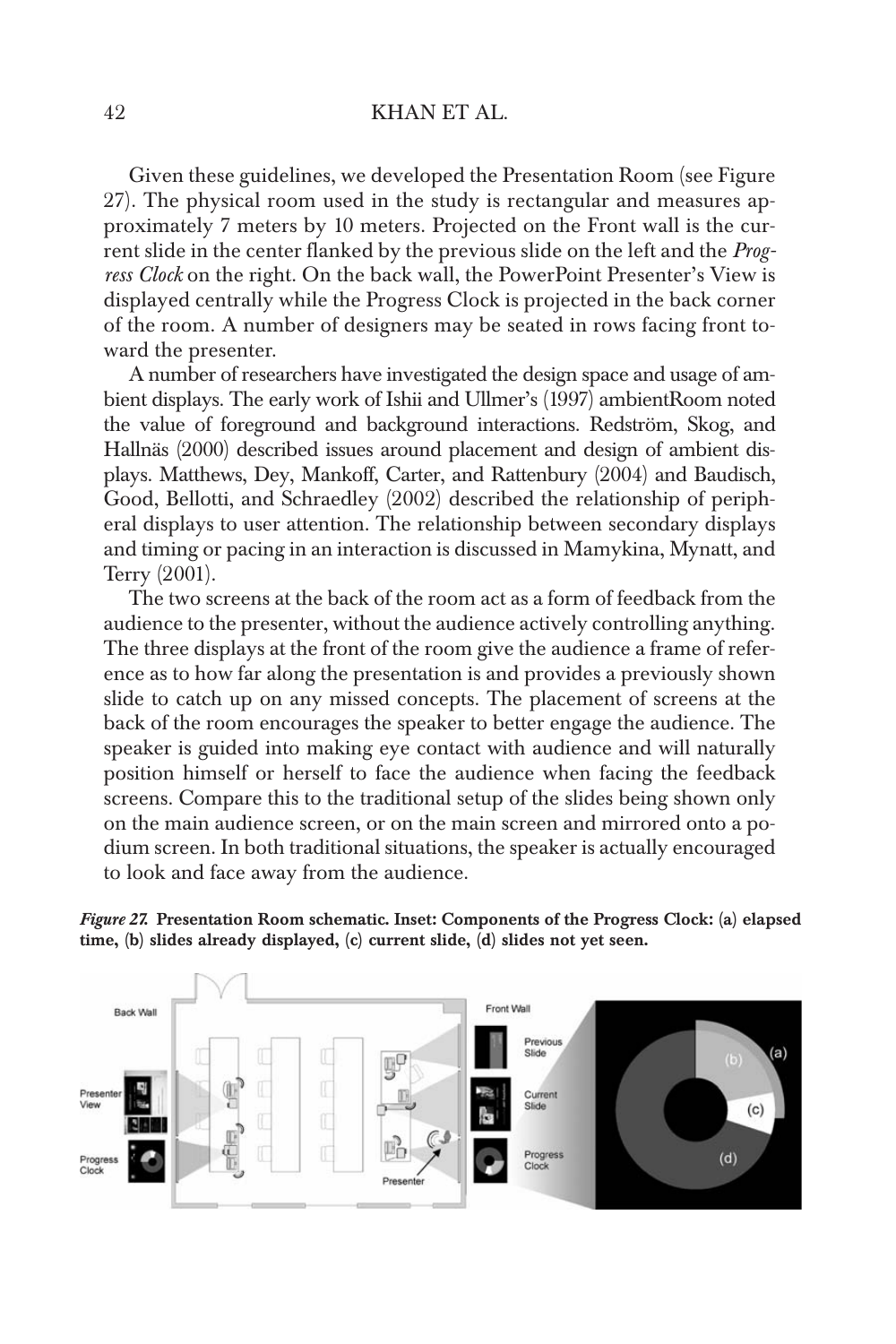Given these guidelines, we developed the Presentation Room (see Figure 27). The physical room used in the study is rectangular and measures approximately 7 meters by 10 meters. Projected on the Front wall is the current slide in the center flanked by the previous slide on the left and the *Progress Clock* on the right. On the back wall, the PowerPoint Presenter's View is displayed centrally while the Progress Clock is projected in the back corner of the room. A number of designers may be seated in rows facing front toward the presenter.

A number of researchers have investigated the design space and usage of ambient displays. The early work of Ishii and Ullmer's (1997) ambientRoom noted the value of foreground and background interactions. Redström, Skog, and Hallnäs (2000) described issues around placement and design of ambient displays. Matthews, Dey, Mankoff, Carter, and Rattenbury (2004) and Baudisch, Good, Bellotti, and Schraedley (2002) described the relationship of peripheral displays to user attention. The relationship between secondary displays and timing or pacing in an interaction is discussed in Mamykina, Mynatt, and Terry (2001).

The two screens at the back of the room act as a form of feedback from the audience to the presenter, without the audience actively controlling anything. The three displays at the front of the room give the audience a frame of reference as to how far along the presentation is and provides a previously shown slide to catch up on any missed concepts. The placement of screens at the back of the room encourages the speaker to better engage the audience. The speaker is guided into making eye contact with audience and will naturally position himself or herself to face the audience when facing the feedback screens. Compare this to the traditional setup of the slides being shown only on the main audience screen, or on the main screen and mirrored onto a podium screen. In both traditional situations, the speaker is actually encouraged to look and face away from the audience.

***Figure 27.*** **Presentation Room schematic. Inset: Components of the Progress Clock: (a) elapsed time, (b) slides already displayed, (c) current slide, (d) slides not yet seen.**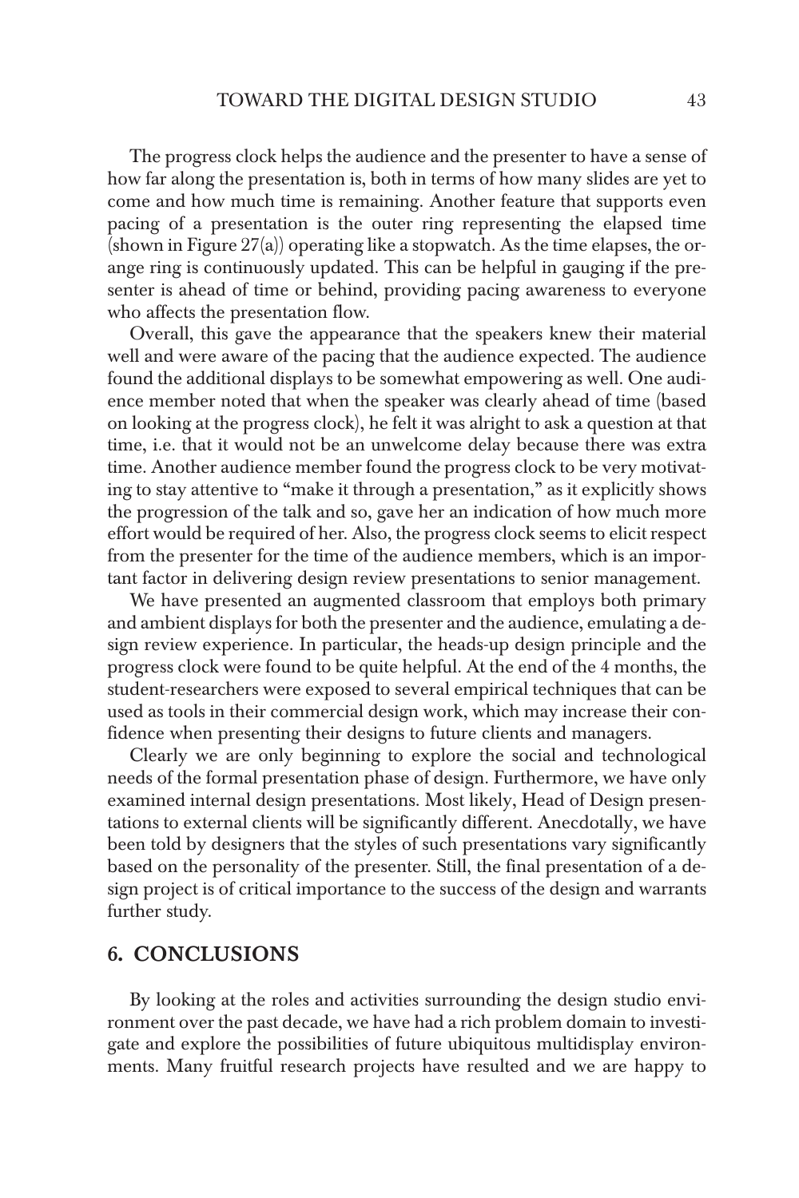The progress clock helps the audience and the presenter to have a sense of how far along the presentation is, both in terms of how many slides are yet to come and how much time is remaining. Another feature that supports even pacing of a presentation is the outer ring representing the elapsed time (shown in Figure 27(a)) operating like a stopwatch. As the time elapses, the orange ring is continuously updated. This can be helpful in gauging if the presenter is ahead of time or behind, providing pacing awareness to everyone who affects the presentation flow.

Overall, this gave the appearance that the speakers knew their material well and were aware of the pacing that the audience expected. The audience found the additional displays to be somewhat empowering as well. One audience member noted that when the speaker was clearly ahead of time (based on looking at the progress clock), he felt it was alright to ask a question at that time, i.e. that it would not be an unwelcome delay because there was extra time. Another audience member found the progress clock to be very motivating to stay attentive to "make it through a presentation," as it explicitly shows the progression of the talk and so, gave her an indication of how much more effort would be required of her. Also, the progress clock seems to elicit respect from the presenter for the time of the audience members, which is an important factor in delivering design review presentations to senior management.

We have presented an augmented classroom that employs both primary and ambient displays for both the presenter and the audience, emulating a design review experience. In particular, the heads-up design principle and the progress clock were found to be quite helpful. At the end of the 4 months, the student-researchers were exposed to several empirical techniques that can be used as tools in their commercial design work, which may increase their confidence when presenting their designs to future clients and managers.

Clearly we are only beginning to explore the social and technological needs of the formal presentation phase of design. Furthermore, we have only examined internal design presentations. Most likely, Head of Design presentations to external clients will be significantly different. Anecdotally, we have been told by designers that the styles of such presentations vary significantly based on the personality of the presenter. Still, the final presentation of a design project is of critical importance to the success of the design and warrants further study.

## 6. CONCLUSIONS

By looking at the roles and activities surrounding the design studio environment over the past decade, we have had a rich problem domain to investigate and explore the possibilities of future ubiquitous multidisplay environments. Many fruitful research projects have resulted and we are happy to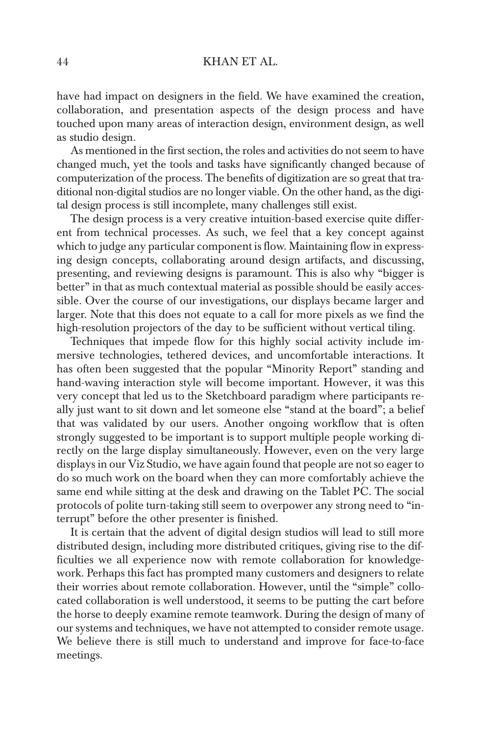have had impact on designers in the field. We have examined the creation, collaboration, and presentation aspects of the design process and have touched upon many areas of interaction design, environment design, as well as studio design.

As mentioned in the first section, the roles and activities do not seem to have changed much, yet the tools and tasks have significantly changed because of computerization of the process. The benefits of digitization are so great that traditional non-digital studios are no longer viable. On the other hand, as the digital design process is still incomplete, many challenges still exist.

The design process is a very creative intuition-based exercise quite different from technical processes. As such, we feel that a key concept against which to judge any particular component is flow. Maintaining flow in expressing design concepts, collaborating around design artifacts, and discussing, presenting, and reviewing designs is paramount. This is also why "bigger is better" in that as much contextual material as possible should be easily accessible. Over the course of our investigations, our displays became larger and larger. Note that this does not equate to a call for more pixels as we find the high-resolution projectors of the day to be sufficient without vertical tiling.

Techniques that impede flow for this highly social activity include immersive technologies, tethered devices, and uncomfortable interactions. It has often been suggested that the popular "Minority Report" standing and hand-waving interaction style will become important. However, it was this very concept that led us to the Sketchboard paradigm where participants really just want to sit down and let someone else "stand at the board"; a belief that was validated by our users. Another ongoing workflow that is often strongly suggested to be important is to support multiple people working directly on the large display simultaneously. However, even on the very large displays in our Viz Studio, we have again found that people are not so eager to do so much work on the board when they can more comfortably achieve the same end while sitting at the desk and drawing on the Tablet PC. The social protocols of polite turn-taking still seem to overpower any strong need to "interrupt" before the other presenter is finished.

It is certain that the advent of digital design studios will lead to still more distributed design, including more distributed critiques, giving rise to the difficulties we all experience now with remote collaboration for knowledge-work. Perhaps this fact has prompted many customers and designers to relate their worries about remote collaboration. However, until the "simple" collocated collaboration is well understood, it seems to be putting the cart before the horse to deeply examine remote teamwork. During the design of many of our systems and techniques, we have not attempted to consider remote usage. We believe there is still much to understand and improve for face-to-face meetings.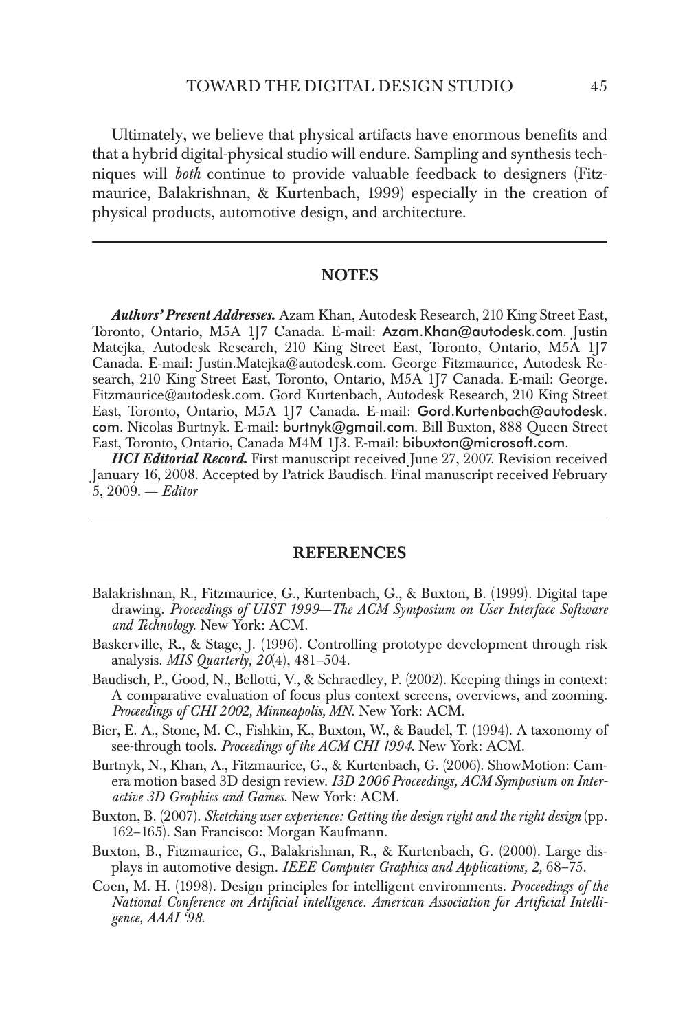Ultimately, we believe that physical artifacts have enormous benefits and that a hybrid digital-physical studio will endure. Sampling and synthesis techniques will *both* continue to provide valuable feedback to designers (Fitzmaurice, Balakrishnan, & Kurtenbach, 1999) especially in the creation of physical products, automotive design, and architecture.

## NOTES

***Authors' Present Addresses.*** Azam Khan, Autodesk Research, 210 King Street East, Toronto, Ontario, M5A 1J7 Canada. E-mail: Azam.Khan@autodesk.com. Justin Matejka, Autodesk Research, 210 King Street East, Toronto, Ontario, M5A 1J7 Canada. E-mail: Justin.Matejka@autodesk.com. George Fitzmaurice, Autodesk Research, 210 King Street East, Toronto, Ontario, M5A 1J7 Canada. E-mail: George.Fitzmaurice@autodesk.com. Gord Kurtenbach, Autodesk Research, 210 King Street East, Toronto, Ontario, M5A 1J7 Canada. E-mail: Gord.Kurtenbach@autodesk.com. Nicolas Burtnyk. E-mail: burtnyk@gmail.com. Bill Buxton, 888 Queen Street East, Toronto, Ontario, Canada M4M 1J3. E-mail: bibuxton@microsoft.com.

***HCI Editorial Record.*** First manuscript received June 27, 2007. Revision received January 16, 2008. Accepted by Patrick Baudisch. Final manuscript received February 5, 2009. — *Editor*

## REFERENCES

Balakrishnan, R., Fitzmaurice, G., Kurtenbach, G., & Buxton, B. (1999). Digital tape drawing. *Proceedings of UIST 1999—The ACM Symposium on User Interface Software and Technology.* New York: ACM.

Baskerville, R., & Stage, J. (1996). Controlling prototype development through risk analysis. *MIS Quarterly, 20*(4), 481–504.

Baudisch, P., Good, N., Bellotti, V., & Schraedley, P. (2002). Keeping things in context: A comparative evaluation of focus plus context screens, overviews, and zooming. *Proceedings of CHI 2002, Minneapolis, MN.* New York: ACM.

Bier, E. A., Stone, M. C., Fishkin, K., Buxton, W., & Baudel, T. (1994). A taxonomy of see-through tools. *Proceedings of the ACM CHI 1994.* New York: ACM.

Burtnyk, N., Khan, A., Fitzmaurice, G., & Kurtenbach, G. (2006). ShowMotion: Camera motion based 3D design review. *I3D 2006 Proceedings, ACM Symposium on Interactive 3D Graphics and Games.* New York: ACM.

Buxton, B. (2007). *Sketching user experience: Getting the design right and the right design* (pp. 162–165). San Francisco: Morgan Kaufmann.

Buxton, B., Fitzmaurice, G., Balakrishnan, R., & Kurtenbach, G. (2000). Large displays in automotive design. *IEEE Computer Graphics and Applications, 2,* 68–75.

Coen, M. H. (1998). Design principles for intelligent environments. *Proceedings of the National Conference on Artificial intelligence. American Association for Artificial Intelligence, AAAI '98.*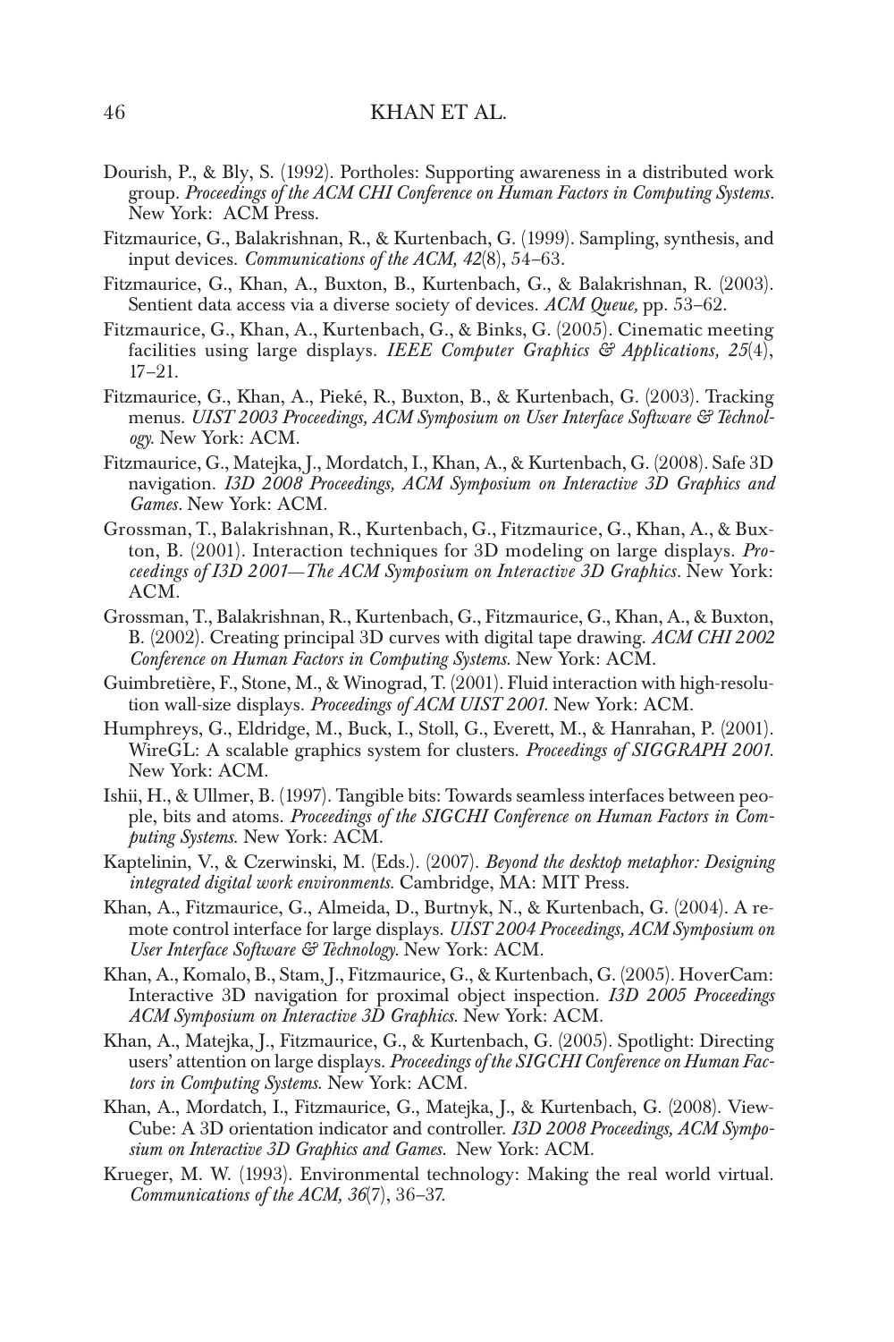Dourish, P., & Bly, S. (1992). Portholes: Supporting awareness in a distributed work group. *Proceedings of the ACM CHI Conference on Human Factors in Computing Systems*. New York: ACM Press.

Fitzmaurice, G., Balakrishnan, R., & Kurtenbach, G. (1999). Sampling, synthesis, and input devices. *Communications of the ACM, 42*(8), 54–63.

Fitzmaurice, G., Khan, A., Buxton, B., Kurtenbach, G., & Balakrishnan, R. (2003). Sentient data access via a diverse society of devices. *ACM Queue,* pp. 53–62.

Fitzmaurice, G., Khan, A., Kurtenbach, G., & Binks, G. (2005). Cinematic meeting facilities using large displays. *IEEE Computer Graphics & Applications, 25*(4), 17–21.

Fitzmaurice, G., Khan, A., Pieké, R., Buxton, B., & Kurtenbach, G. (2003). Tracking menus. *UIST 2003 Proceedings, ACM Symposium on User Interface Software & Technology.* New York: ACM.

Fitzmaurice, G., Matejka, J., Mordatch, I., Khan, A., & Kurtenbach, G. (2008). Safe 3D navigation. *I3D 2008 Proceedings, ACM Symposium on Interactive 3D Graphics and Games*. New York: ACM.

Grossman, T., Balakrishnan, R., Kurtenbach, G., Fitzmaurice, G., Khan, A., & Buxton, B. (2001). Interaction techniques for 3D modeling on large displays. *Proceedings of I3D 2001—The ACM Symposium on Interactive 3D Graphics*. New York: ACM.

Grossman, T., Balakrishnan, R., Kurtenbach, G., Fitzmaurice, G., Khan, A., & Buxton, B. (2002). Creating principal 3D curves with digital tape drawing. *ACM CHI 2002 Conference on Human Factors in Computing Systems.* New York: ACM.

Guimbretière, F., Stone, M., & Winograd, T. (2001). Fluid interaction with high-resolution wall-size displays. *Proceedings of ACM UIST 2001.* New York: ACM.

Humphreys, G., Eldridge, M., Buck, I., Stoll, G., Everett, M., & Hanrahan, P. (2001). WireGL: A scalable graphics system for clusters. *Proceedings of SIGGRAPH 2001.* New York: ACM.

Ishii, H., & Ullmer, B. (1997). Tangible bits: Towards seamless interfaces between people, bits and atoms. *Proceedings of the SIGCHI Conference on Human Factors in Computing Systems.* New York: ACM.

Kaptelinin, V., & Czerwinski, M. (Eds.). (2007). *Beyond the desktop metaphor: Designing integrated digital work environments.* Cambridge, MA: MIT Press.

Khan, A., Fitzmaurice, G., Almeida, D., Burtnyk, N., & Kurtenbach, G. (2004). A remote control interface for large displays. *UIST 2004 Proceedings, ACM Symposium on User Interface Software & Technology.* New York: ACM.

Khan, A., Komalo, B., Stam, J., Fitzmaurice, G., & Kurtenbach, G. (2005). HoverCam: Interactive 3D navigation for proximal object inspection. *I3D 2005 Proceedings ACM Symposium on Interactive 3D Graphics.* New York: ACM.

Khan, A., Matejka, J., Fitzmaurice, G., & Kurtenbach, G. (2005). Spotlight: Directing users' attention on large displays. *Proceedings of the SIGCHI Conference on Human Factors in Computing Systems.* New York: ACM.

Khan, A., Mordatch, I., Fitzmaurice, G., Matejka, J., & Kurtenbach, G. (2008). ViewCube: A 3D orientation indicator and controller. *I3D 2008 Proceedings, ACM Symposium on Interactive 3D Graphics and Games.* New York: ACM.

Krueger, M. W. (1993). Environmental technology: Making the real world virtual. *Communications of the ACM, 36*(7), 36–37.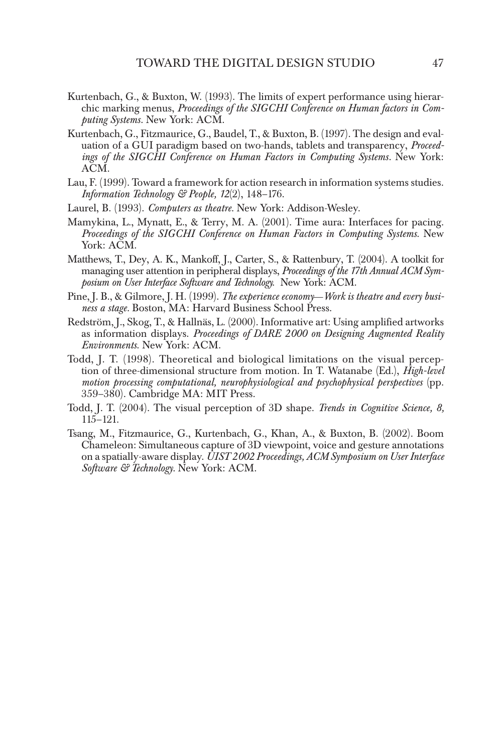Kurtenbach, G., & Buxton, W. (1993). The limits of expert performance using hierarchic marking menus, *Proceedings of the SIGCHI Conference on Human factors in Computing Systems*. New York: ACM.

Kurtenbach, G., Fitzmaurice, G., Baudel, T., & Buxton, B. (1997). The design and evaluation of a GUI paradigm based on two-hands, tablets and transparency, *Proceedings of the SIGCHI Conference on Human Factors in Computing Systems*. New York: ACM.

Lau, F. (1999). Toward a framework for action research in information systems studies. *Information Technology & People, 12*(2), 148–176.

Laurel, B. (1993). *Computers as theatre.* New York: Addison-Wesley.

Mamykina, L., Mynatt, E., & Terry, M. A. (2001). Time aura: Interfaces for pacing. *Proceedings of the SIGCHI Conference on Human Factors in Computing Systems.* New York: ACM.

Matthews, T., Dey, A. K., Mankoff, J., Carter, S., & Rattenbury, T. (2004). A toolkit for managing user attention in peripheral displays, *Proceedings of the 17th Annual ACM Symposium on User Interface Software and Technology.* New York: ACM.

Pine, J. B., & Gilmore, J. H. (1999). *The experience economy—Work is theatre and every business a stage*. Boston, MA: Harvard Business School Press.

Redström, J., Skog, T., & Hallnäs, L. (2000). Informative art: Using amplified artworks as information displays. *Proceedings of DARE 2000 on Designing Augmented Reality Environments.* New York: ACM.

Todd, J. T. (1998). Theoretical and biological limitations on the visual perception of three-dimensional structure from motion. In T. Watanabe (Ed.), *High-level motion processing computational, neurophysiological and psychophysical perspectives* (pp. 359–380). Cambridge MA: MIT Press.

Todd, J. T. (2004). The visual perception of 3D shape. *Trends in Cognitive Science, 8,* 115–121.

Tsang, M., Fitzmaurice, G., Kurtenbach, G., Khan, A., & Buxton, B. (2002). Boom Chameleon: Simultaneous capture of 3D viewpoint, voice and gesture annotations on a spatially-aware display. *UIST 2002 Proceedings, ACM Symposium on User Interface Software & Technology.* New York: ACM.